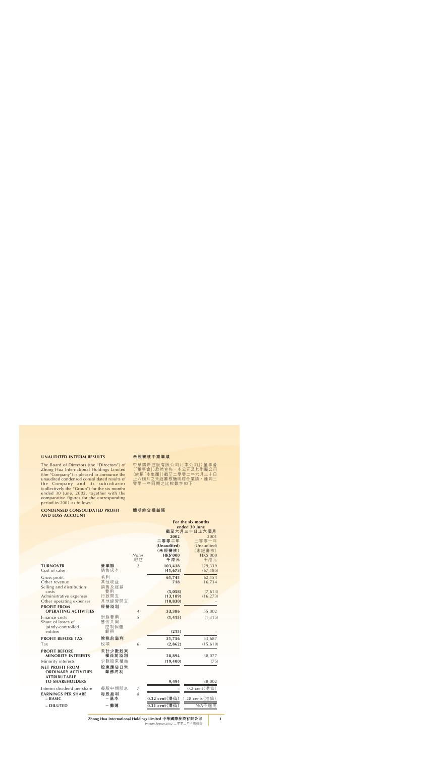## UNAUDITED INTERIM RESULTS

## 未經審核中期業績

The Board of Directors (the "Directors") of Zhong Hua International Holdings Limited (the "Company") is pleased to announce the unaudited condensed consolidated results of the Company and its subsidiaries (collectively the "Group") for the six months ended 30 June, 2002, together with the comparative figures for the corresponding period in 2001 as follows:

中華國際控股有限公司(「本公司」)董事會(「董事會」)欣然宣佈，本公司及其附屬公司(統稱「本集團」)截至二零零二年六月三十日止六個月之未經審核簡明綜合業績，連同二零零一年同期之比較數字如下：

### CONDENSED CONSOLIDATED PROFIT AND LOSS ACCOUNT

### 簡明綜合損益賬

| | | | For the six months ended 30 June 截至六月三十日止六個月 | |
|---|---|---|---|---|
| | | Notes 附註 | **2002 二零零二年 (Unaudited) (未經審核) HK$'000 千港元** | 2001 二零零一年 (Unaudited) (未經審核) HK$'000 千港元 |
| **TURNOVER** | **營業額** | 2 | **103,418** | 129,339 |
| Cost of sales | 銷售成本 | | **(41,673)** | (67,185) |
| Gross profit | 毛利 | | **61,745** | 62,154 |
| Other revenue | 其他收益 | | **718** | 16,734 |
| Selling and distribution costs | 銷售及經銷費用 | | **(5,058)** | (7,613) |
| Administrative expenses | 行政開支 | | **(13,189)** | (16,273) |
| Other operating expenses | 其他經營開支 | | **(10,830)** | – |
| **PROFIT FROM OPERATING ACTIVITIES** | **經營溢利** | 4 | **33,386** | 55,002 |
| Finance costs | 財務費用 | 5 | **(1,415)** | (1,315) |
| Share of losses of jointly-controlled entities | 應佔共同控制個體虧損 | | **(215)** | – |
| **PROFIT BEFORE TAX** | **除稅前溢利** | | **31,756** | 53,687 |
| Tax | 稅項 | 6 | **(2,862)** | (15,610) |
| **PROFIT BEFORE MINORITY INTERESTS** | **未計少數股東權益前溢利** | | **28,894** | 38,077 |
| Minority interests | 少數股東權益 | | **(19,400)** | (75) |
| **NET PROFIT FROM ORDINARY ACTIVITIES ATTRIBUTABLE TO SHAREHOLDERS** | **股東應佔日常業務純利** | | **9,494** | 38,002 |
| Interim dividend per share | 每股中期股息 | 7 | **–** | 0.2 cent(港仙) |
| **EARNINGS PER SHARE – BASIC** | **每股盈利 – 基本** | 8 | **0.32 cent(港仙)** | 1.28 cents(港仙) |
| **– DILUTED** | **– 攤薄** | | **0.31 cent(港仙)** | N/A不適用 |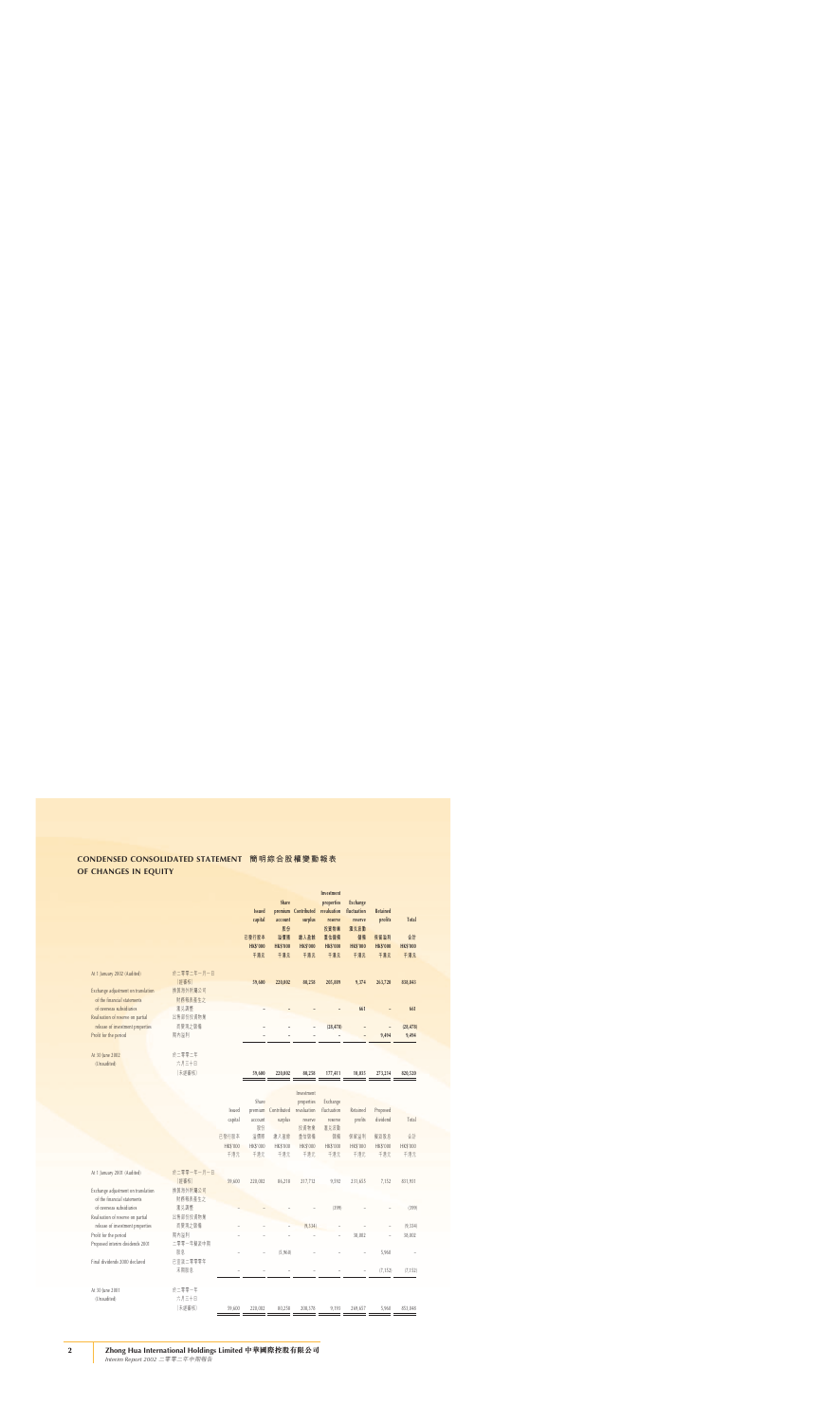## CONDENSED CONSOLIDATED STATEMENT OF CHANGES IN EQUITY 簡明綜合股權變動報表

| | | Issued capital 已發行股本 HK$'000 千港元 | Share premium account 股份溢價賬 HK$'000 千港元 | Contributed surplus 繳入盈餘 HK$'000 千港元 | Investment properties revaluation reserve 投資物業重估儲備 HK$'000 千港元 | Exchange fluctuation reserve 匯兌波動儲備 HK$'000 千港元 | Retained profits 保留溢利 HK$'000 千港元 | Total 合計 HK$'000 千港元 |
|---|---|---|---|---|---|---|---|---|
| At 1 January 2002 (Audited) | 於二零零二年一月一日（經審核） | 39,600 | 220,002 | 80,258 | 205,889 | 9,374 | 263,720 | 818,843 |
| Exchange adjustment on translation of the financial statements of overseas subsidiaries | 換算海外附屬公司財務報表產生之匯兌調整 | – | – | – | – | 661 | – | 661 |
| Realisation of reserve on partial release of investment properties | 出售部份投資物業而實現之儲備 | – | – | – | (28,478) | – | – | (28,478) |
| Profit for the period | 期內溢利 | – | – | – | – | – | 9,494 | 9,494 |
| At 30 June 2002 (Unaudited) | 於二零零二年六月三十日（未經審核） | 39,600 | 220,002 | 80,258 | 177,411 | 10,035 | 273,214 | 800,520 |

| | | Issued capital 已發行股本 HK$'000 千港元 | Share premium account 股份溢價賬 HK$'000 千港元 | Contributed surplus 繳入盈餘 HK$'000 千港元 | Investment properties revaluation reserve 投資物業重估儲備 HK$'000 千港元 | Exchange fluctuation reserve 匯兌波動儲備 HK$'000 千港元 | Retained profits 保留溢利 HK$'000 千港元 | Proposed dividend 擬派股息 HK$'000 千港元 | Total 合計 HK$'000 千港元 |
|---|---|---|---|---|---|---|---|---|---|
| At 1 January 2001 (Audited) | 於二零零一年一月一日（經審核） | 39,600 | 220,002 | 86,218 | 217,712 | 9,592 | 211,655 | 7,152 | 851,931 |
| Exchange adjustment on translation of the financial statements of overseas subsidiaries | 換算海外附屬公司財務報表產生之匯兌調整 | – | – | – | – | (399) | – | – | (399) |
| Realisation of reserve on partial release of investment properties | 出售部份投資物業而實現之儲備 | – | – | – | (9,534) | – | – | – | (9,534) |
| Profit for the period | 期內溢利 | – | – | – | – | – | 38,002 | – | 38,002 |
| Proposed interim dividends 2001 | 二零零一年擬派中期股息 | – | – | (5,960) | – | – | – | 5,960 | – |
| Final dividends 2000 declared | 已宣派二零零零年末期股息 | – | – | – | – | – | – | (7,152) | (7,152) |
| At 30 June 2001 (Unaudited) | 於二零零一年六月三十日（未經審核） | 39,600 | 220,002 | 80,258 | 208,178 | 9,193 | 249,657 | 5,960 | 852,848 |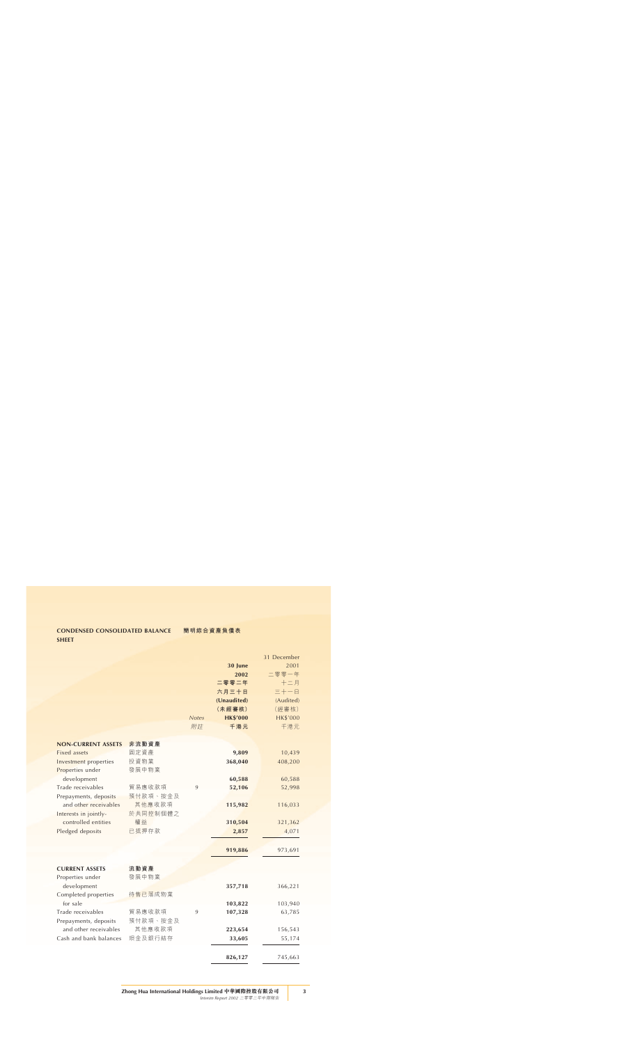## CONDENSED CONSOLIDATED BALANCE SHEET 簡明綜合資產負債表

| | | Notes 附註 | 30 June 2002 二零零二年 六月三十日 (Unaudited) (未經審核) HK$'000 千港元 | 31 December 2001 二零零一年 十二月 三十一日 (Audited) (經審核) HK$'000 千港元 |
|---|---|---|---|---|
| **NON-CURRENT ASSETS** | **非流動資產** | | | |
| Fixed assets | 固定資產 | | **9,809** | 10,439 |
| Investment properties | 投資物業 | | **368,040** | 408,200 |
| Properties under development | 發展中物業 | | **60,588** | 60,588 |
| Trade receivables | 貿易應收款項 | 9 | **52,106** | 52,998 |
| Prepayments, deposits and other receivables | 預付款項、按金及其他應收款項 | | **115,982** | 116,033 |
| Interests in jointly-controlled entities | 於共同控制個體之權益 | | **310,504** | 321,362 |
| Pledged deposits | 已抵押存款 | | **2,857** | 4,071 |
| | | | **919,886** | 973,691 |
| **CURRENT ASSETS** | **流動資產** | | | |
| Properties under development | 發展中物業 | | **357,718** | 366,221 |
| Completed properties for sale | 待售已落成物業 | | **103,822** | 103,940 |
| Trade receivables | 貿易應收款項 | 9 | **107,328** | 63,785 |
| Prepayments, deposits and other receivables | 預付款項、按金及其他應收款項 | | **223,654** | 156,543 |
| Cash and bank balances | 現金及銀行結存 | | **33,605** | 55,174 |
| | | | **826,127** | 745,663 |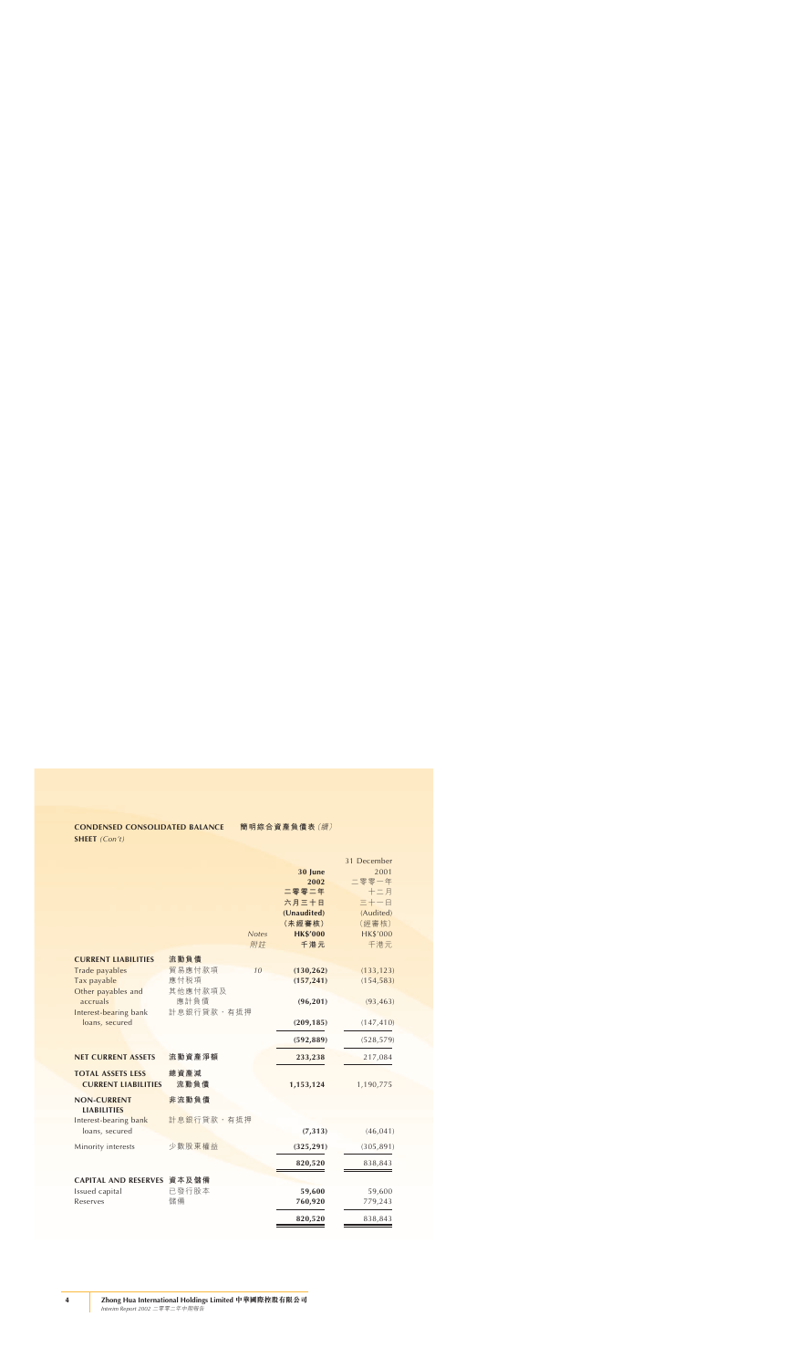**CONDENSED CONSOLIDATED BALANCE SHEET** *(Con't)* 簡明綜合資產負債表 *(續)*

| | | Notes 附註 | 30 June 2002 二零零二年 六月三十日 (Unaudited) (未經審核) HK$'000 千港元 | 31 December 2001 二零零一年 十二月 三十一日 (Audited) (經審核) HK$'000 千港元 |
|---|---|---|---|---|
| **CURRENT LIABILITIES** | **流動負債** | | | |
| Trade payables | 貿易應付款項 | *10* | **(130,262)** | (133,123) |
| Tax payable | 應付稅項 | | **(157,241)** | (154,583) |
| Other payables and accruals | 其他應付款項及應計負債 | | **(96,201)** | (93,463) |
| Interest-bearing bank loans, secured | 計息銀行貸款，有抵押 | | **(209,185)** | (147,410) |
| | | | **(592,889)** | (528,579) |
| **NET CURRENT ASSETS** | **流動資產淨額** | | **233,238** | 217,084 |
| **TOTAL ASSETS LESS CURRENT LIABILITIES** | **總資產減流動負債** | | **1,153,124** | 1,190,775 |
| **NON-CURRENT LIABILITIES** | **非流動負債** | | | |
| Interest-bearing bank loans, secured | 計息銀行貸款，有抵押 | | **(7,313)** | (46,041) |
| Minority interests | 少數股東權益 | | **(325,291)** | (305,891) |
| | | | **820,520** | 838,843 |
| **CAPITAL AND RESERVES** | **資本及儲備** | | | |
| Issued capital | 已發行股本 | | **59,600** | 59,600 |
| Reserves | 儲備 | | **760,920** | 779,243 |
| | | | **820,520** | 838,843 |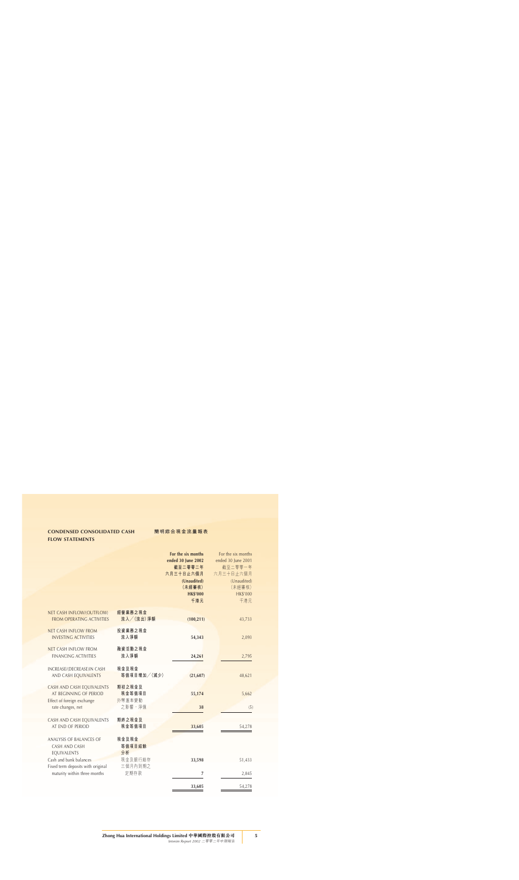## CONDENSED CONSOLIDATED CASH FLOW STATEMENTS

## 簡明綜合現金流量報表

| | | For the six months ended 30 June 2002 截至二零零二年六月三十日止六個月 (Unaudited) (未經審核) HK$'000 千港元 | For the six months ended 30 June 2001 截至二零零一年六月三十日止六個月 (Unaudited) (未經審核) HK$'000 千港元 |
|---|---|---|---|
| NET CASH INFLOW/(OUTFLOW) FROM OPERATING ACTIVITIES | 經營業務之現金流入╱(流出)淨額 | **(100,211)** | 43,733 |
| NET CASH INFLOW FROM INVESTING ACTIVITIES | 投資業務之現金流入淨額 | **54,343** | 2,093 |
| NET CASH INFLOW FROM FINANCING ACTIVITIES | 融資活動之現金流入淨額 | **24,261** | 2,795 |
| INCREASE/(DECREASE)IN CASH AND CASH EQUIVALENTS | 現金及現金等值項目增加╱(減少) | **(21,607)** | 48,621 |
| CASH AND CASH EQUIVALENTS AT BEGINNING OF PERIOD | 期初之現金及現金等值項目 | **55,174** | 5,662 |
| Effect of foreign exchange rate changes, net | 外幣滙率變動之影響，淨值 | **38** | (5) |
| CASH AND CASH EQUIVALENTS AT END OF PERIOD | 期終之現金及現金等值項目 | **33,605** | 54,278 |
| ANALYSIS OF BALANCES OF CASH AND CASH EQUIVALENTS | 現金及現金等值項目結餘分析 | | |
| Cash and bank balances | 現金及銀行結存 | **33,598** | 51,433 |
| Fixed term deposits with original maturity within three months | 三個月內到期之定期存款 | **7** | 2,845 |
| | | **33,605** | 54,278 |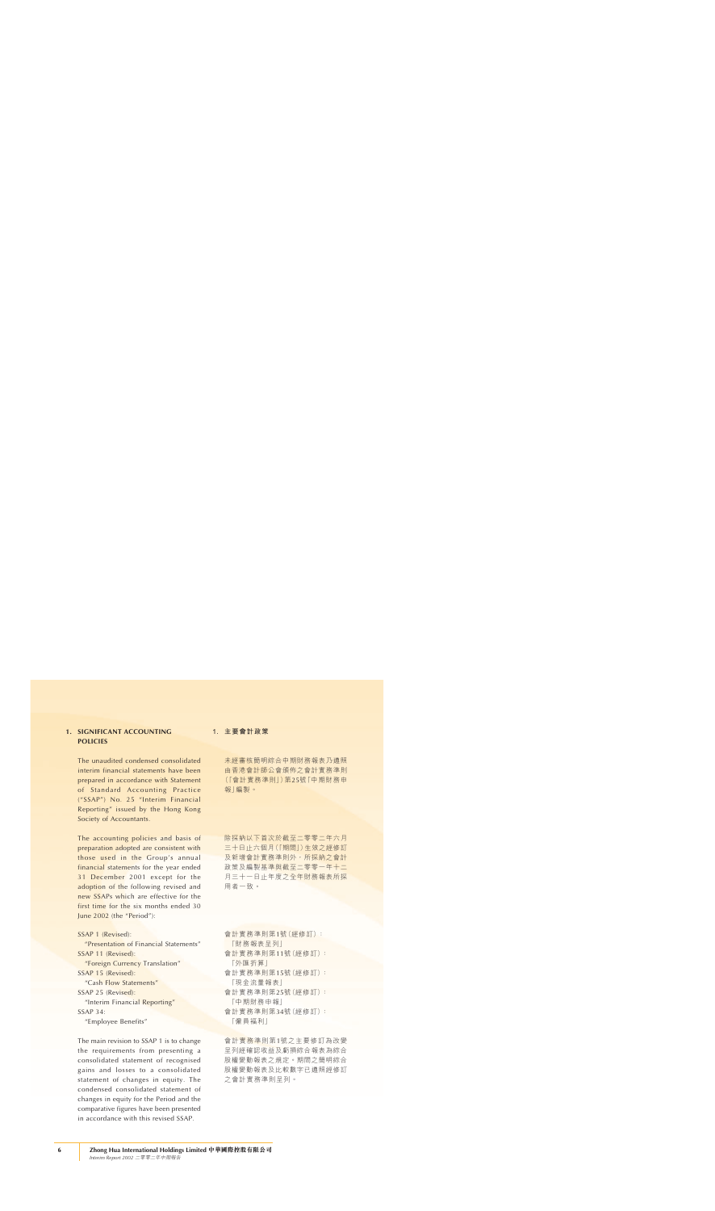## 1. SIGNIFICANT ACCOUNTING POLICIES

The unaudited condensed consolidated interim financial statements have been prepared in accordance with Statement of Standard Accounting Practice ("SSAP") No. 25 "Interim Financial Reporting" issued by the Hong Kong Society of Accountants.

The accounting policies and basis of preparation adopted are consistent with those used in the Group's annual financial statements for the year ended 31 December 2001 except for the adoption of the following revised and new SSAPs which are effective for the first time for the six months ended 30 June 2002 (the "Period"):

SSAP 1 (Revised):
"Presentation of Financial Statements"
SSAP 11 (Revised):
"Foreign Currency Translation"
SSAP 15 (Revised):
"Cash Flow Statements"
SSAP 25 (Revised):
"Interim Financial Reporting"
SSAP 34:
"Employee Benefits"

The main revision to SSAP 1 is to change the requirements from presenting a consolidated statement of recognised gains and losses to a consolidated statement of changes in equity. The condensed consolidated statement of changes in equity for the Period and the comparative figures have been presented in accordance with this revised SSAP.

## 1. 主要會計政策

未經審核簡明綜合中期財務報表乃遵照由香港會計師公會頒佈之會計實務準則(「會計實務準則」)第25號「中期財務申報」編製。

除採納以下首次於截至二零零二年六月三十日止六個月(「期間」)生效之經修訂及新增會計實務準則外，所採納之會計政策及編製基準與截至二零零一年十二月三十一日止年度之全年財務報表所採用者一致。

會計實務準則第1號(經修訂)：
「財務報表呈列」
會計實務準則第11號(經修訂)：
「外匯折算」
會計實務準則第15號(經修訂)：
「現金流量報表」
會計實務準則第25號(經修訂)：
「中期財務申報」
會計實務準則第34號(經修訂)：
「僱員福利」

會計實務準則第1號之主要修訂為改變呈列經確認收益及虧損綜合報表為綜合股權變動報表之規定。期間之簡明綜合股權變動報表及比較數字已遵照經修訂之會計實務準則呈列。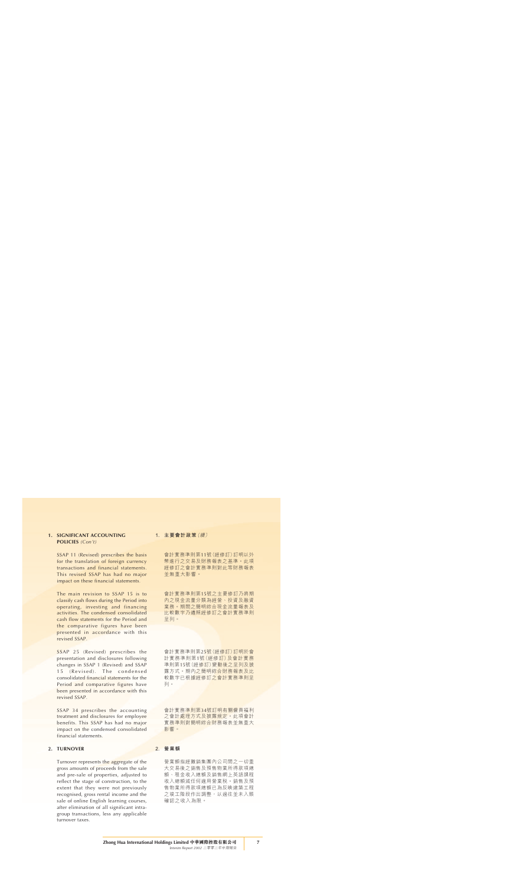## 1. SIGNIFICANT ACCOUNTING POLICIES *(Con't)*

SSAP 11 (Revised) prescribes the basis for the translation of foreign currency transactions and financial statements. This revised SSAP has had no major impact on these financial statements.

The main revision to SSAP 15 is to classify cash flows during the Period into operating, investing and financing activities. The condensed consolidated cash flow statements for the Period and the comparative figures have been presented in accordance with this revised SSAP.

SSAP 25 (Revised) prescribes the presentation and disclosures following changes in SSAP 1 (Revised) and SSAP 15 (Revised). The condensed consolidated financial statements for the Period and comparative figures have been presented in accordance with this revised SSAP.

SSAP 34 prescribes the accounting treatment and disclosures for employee benefits. This SSAP has had no major impact on the condensed consolidated financial statements.

## 1. 主要會計政策*（續）*

會計實務準則第11號（經修訂）訂明以外幣進行之交易及財務報表之基準。此項經修訂之會計實務準則對此等財務報表並無重大影響。

會計實務準則第15號之主要修訂乃將期內之現金流量分類為經營、投資及融資業務。期間之簡明綜合現金流量報表及比較數字乃遵照經修訂之會計實務準則呈列。

會計實務準則第25號（經修訂）訂明於會計實務準則第1號（經修訂）及會計實務準則第15號（經修訂）變動後之呈列及披露方式。期內之簡明綜合財務報表及比較數字已根據經修訂之會計實務準則呈列。

會計實務準則第34號訂明有關僱員福利之會計處理方式及披露規定。此項會計實務準則對簡明綜合財務報表並無重大影響。

## 2. TURNOVER

Turnover represents the aggregate of the gross amounts of proceeds from the sale and pre-sale of properties, adjusted to reflect the stage of construction, to the extent that they were not previously recognised, gross rental income and the sale of online English learning courses, after elimination of all significant intra-group transactions, less any applicable turnover taxes.

## 2. 營業額

營業額指經撇銷集團內公司間之一切重大交易後之銷售及預售物業所得款項總額、租金收入總額及銷售網上英語課程收入總額減任何適用營業稅。銷售及預售物業所得款項總額已為反映建築工程之竣工階段作出調整，以過往並未入賬確認之收入為限。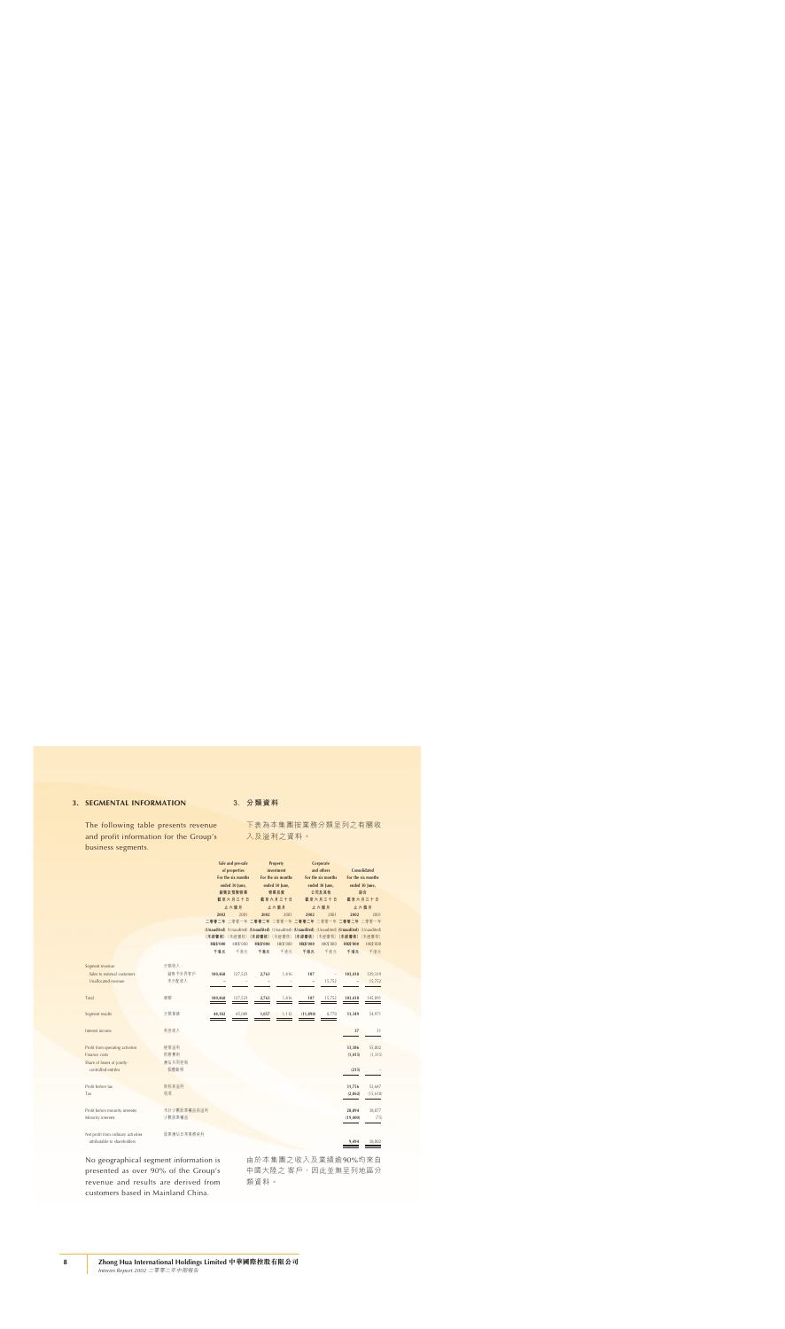## 3. SEGMENTAL INFORMATION

## 3. 分類資料

The following table presents revenue and profit information for the Group's business segments.

下表為本集團按業務分類呈列之有關收入及溢利之資料。

| | | Sale and presale of properties For the six months ended 30 June, 銷售及預售物業 截至六月三十日止六個月 | | Property investment For the six months ended 30 June, 物業投資 截至六月三十日止六個月 | | Corporate and others For the six months ended 30 June, 公司及其他 截至六月三十日止六個月 | | Consolidated For the six months ended 30 June, 綜合 截至六月三十日止六個月 | |
|---|---|---|---|---|---|---|---|---|---|
| | | 2002 二零零二年 (Unaudited) (未經審核) HK$'000 千港元 | 2001 二零零一年 (Unaudited) (未經審核) HK$'000 千港元 | 2002 二零零二年 (Unaudited) (未經審核) HK$'000 千港元 | 2001 二零零一年 (Unaudited) (未經審核) HK$'000 千港元 | 2002 二零零二年 (Unaudited) (未經審核) HK$'000 千港元 | 2001 二零零一年 (Unaudited) (未經審核) HK$'000 千港元 | 2002 二零零二年 (Unaudited) (未經審核) HK$'000 千港元 | 2001 二零零一年 (Unaudited) (未經審核) HK$'000 千港元 |
| Segment revenue | 分類收入 | | | | | | | | |
| Sales to external customers | 銷售予外界客戶 | 100,468 | 127,523 | 2,763 | 1,496 | 187 | – | 103,418 | 129,019 |
| Unallocated revenue | 未分配收入 | – | – | – | – | – | 15,752 | – | 15,752 |
| Total | 總額 | 100,468 | 127,523 | 2,763 | 1,496 | 187 | 15,752 | 103,418 | 144,771 |
| Segment results | 分類業績 | 44,102 | 45,089 | 1,057 | 1,112 | (11,890) | 8,770 | 33,269 | 54,971 |
| Interest income | 利息收入 | | | | | | | 37 | 31 |
| Profit from operating activities | 經營溢利 | | | | | | | 33,306 | 55,002 |
| Finance costs | 財務費用 | | | | | | | (1,415) | (3,355) |
| Share of losses of jointly-controlled entities | 應佔共同控制個體虧損 | | | | | | | (215) | – |
| Profit before tax | 除稅前溢利 | | | | | | | 31,756 | 51,647 |
| Tax | 稅項 | | | | | | | (2,862) | (15,610) |
| Profit before minority interests | 未計少數股東權益前溢利 | | | | | | | 28,894 | 36,037 |
| Minority interests | 少數股東權益 | | | | | | | (19,400) | (75) |
| Net profit from ordinary activities attributable to shareholders | 股東應佔日常業務溢利 | | | | | | | 9,494 | 35,962 |

No geographical segment information is presented as over 90% of the Group's revenue and results are derived from customers based in Mainland China.

由於本集團之收入及業績逾90%均來自中國大陸之客戶，因此並無呈列地區分類資料。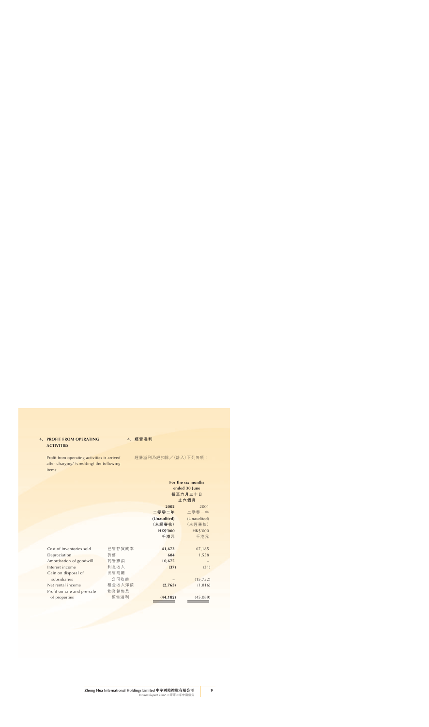## 4. PROFIT FROM OPERATING ACTIVITIES

## 4. 經營溢利

Profit from operating activities is arrived after charging/ (crediting) the following items:

經營溢利乃經扣除／(計入) 下列各項：

| | | For the six months ended 30 June 截至六月三十日止六個月 | |
|---|---|---|---|
| | | **2002** **二零零二年** **(Unaudited)** **(未經審核)** **HK$'000** **千港元** | 2001 二零零一年 (Unaudited) (未經審核) HK$'000 千港元 |
| Cost of inventories sold | 已售存貨成本 | **41,673** | 67,185 |
| Depreciation | 折舊 | **684** | 1,558 |
| Amortisation of goodwill | 商譽攤銷 | **10,675** | – |
| Interest income | 利息收入 | **(37)** | (31) |
| Gain on disposal of subsidiaries | 出售附屬公司收益 | **–** | (15,752) |
| Net rental income | 租金收入淨額 | **(2,763)** | (1,816) |
| Profit on sale and pre-sale of properties | 物業銷售及預售溢利 | **(44,182)** | (45,089) |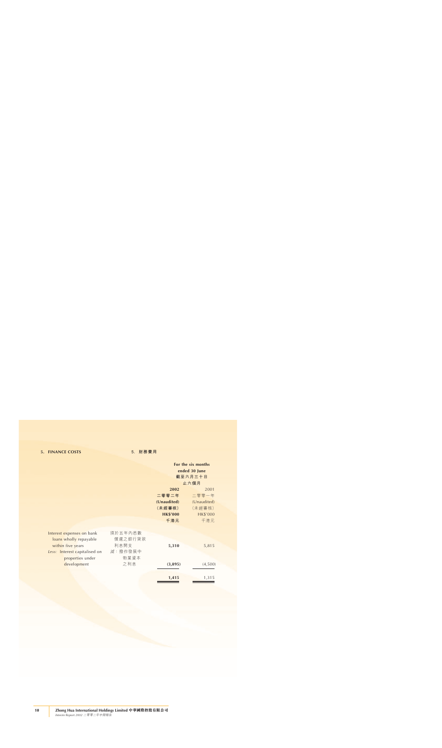## 5. FINANCE COSTS　5. 財務費用

| | | For the six months ended 30 June 截至六月三十日止六個月 | |
|---|---|---|---|
| | | **2002** | 2001 |
| | | **二零零二年** | 二零零一年 |
| | | **(Unaudited)** | (Unaudited) |
| | | **（未經審核）** | （未經審核） |
| | | **HK$'000** | HK$'000 |
| | | **千港元** | 千港元 |
| Interest expenses on bank loans wholly repayable within five years | 須於五年內悉數償還之銀行貸款利息開支 | **5,310** | 5,815 |
| *Less:* Interest capitalised on properties under development | 減：撥作發展中物業資本之利息 | **(3,895)** | (4,500) |
| | | **1,415** | 1,315 |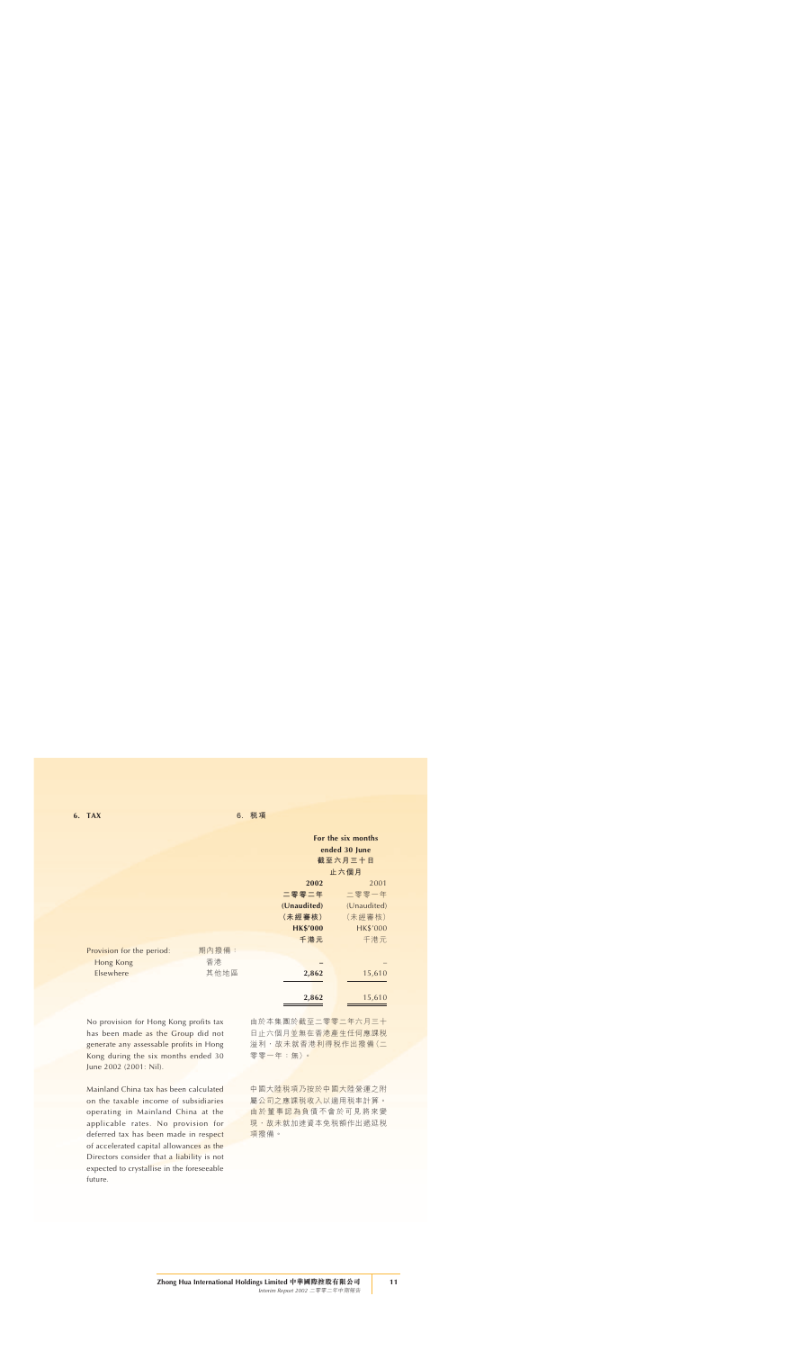## 6. TAX

## 6. 稅項

| | | For the six months ended 30 June 截至六月三十日止六個月 | |
|---|---|---|---|
| | | **2002** | 2001 |
| | | **二零零二年** | 二零零一年 |
| | | **(Unaudited)** | (Unaudited) |
| | | **(未經審核)** | (未經審核) |
| | | **HK$'000** | HK$'000 |
| | | **千港元** | 千港元 |
| Provision for the period: | 期內撥備： | | |
| Hong Kong | 香港 | **–** | – |
| Elsewhere | 其他地區 | **2,862** | 15,610 |
| | | **2,862** | 15,610 |

No provision for Hong Kong profits tax has been made as the Group did not generate any assessable profits in Hong Kong during the six months ended 30 June 2002 (2001: Nil).

由於本集團於截至二零零二年六月三十日止六個月並無在香港產生任何應課稅溢利，故未就香港利得稅作出撥備（二零零一年：無）。

Mainland China tax has been calculated on the taxable income of subsidiaries operating in Mainland China at the applicable rates. No provision for deferred tax has been made in respect of accelerated capital allowances as the Directors consider that a liability is not expected to crystallise in the foreseeable future.

中國大陸稅項乃按於中國大陸營運之附屬公司之應課稅收入以適用稅率計算。由於董事認為負債不會於可見將來變現，故未就加速資本免稅額作出遞延稅項撥備。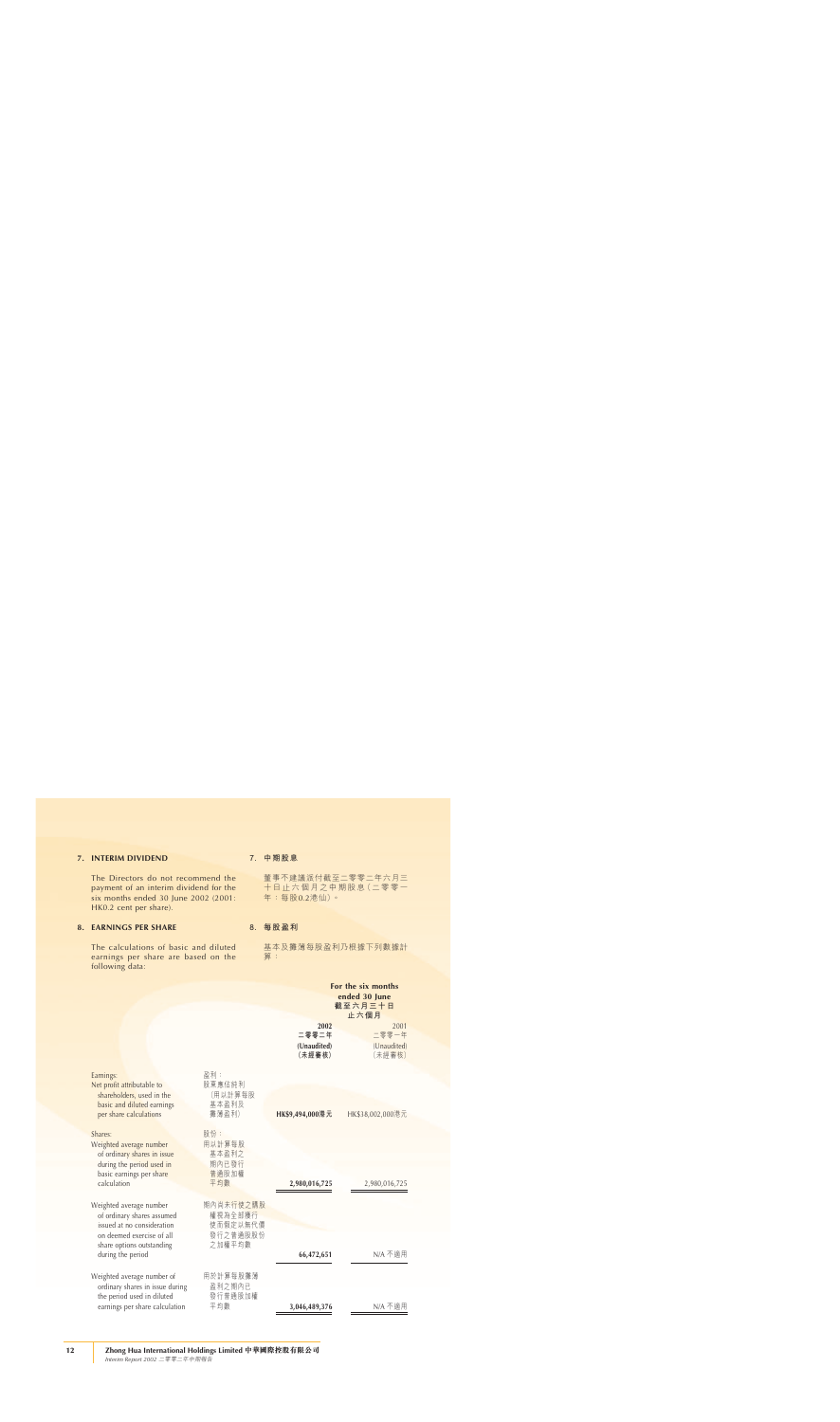## 7. INTERIM DIVIDEND

The Directors do not recommend the payment of an interim dividend for the six months ended 30 June 2002 (2001: HK0.2 cent per share).

## 7. 中期股息

董事不建議派付截至二零零二年六月三十日止六個月之中期股息（二零零一年：每股0.2港仙）。

## 8. EARNINGS PER SHARE

The calculations of basic and diluted earnings per share are based on the following data:

## 8. 每股盈利

基本及攤薄每股盈利乃根據下列數據計算：

| | | For the six months ended 30 June 截至六月三十日止六個月 | |
|---|---|---|---|
| | | **2002 二零零二年 (Unaudited) （未經審核）** | 2001 二零零一年 (Unaudited) （未經審核） |
| Earnings: Net profit attributable to shareholders, used in the basic and diluted earnings per share calculations | 盈利：股東應佔純利（用以計算每股基本盈利及攤薄盈利） | **HK$9,494,000港元** | HK$18,002,000港元 |
| Shares: Weighted average number of ordinary shares in issue during the period used in basic earnings per share calculation | 股份：用以計算每股基本盈利之期內已發行普通股加權平均數 | **2,980,016,725** | 2,980,016,725 |
| Weighted average number of ordinary shares assumed issued at no consideration on deemed exercise of all share options outstanding during the period | 期內尚未行使之購股權視為全部獲行使而假定以無代價發行之普通股股份之加權平均數 | **66,472,651** | N/A 不適用 |
| Weighted average number of ordinary shares in issue during the period used in diluted earnings per share calculation | 用於計算每股攤薄盈利之期內已發行普通股加權平均數 | **3,046,489,376** | N/A 不適用 |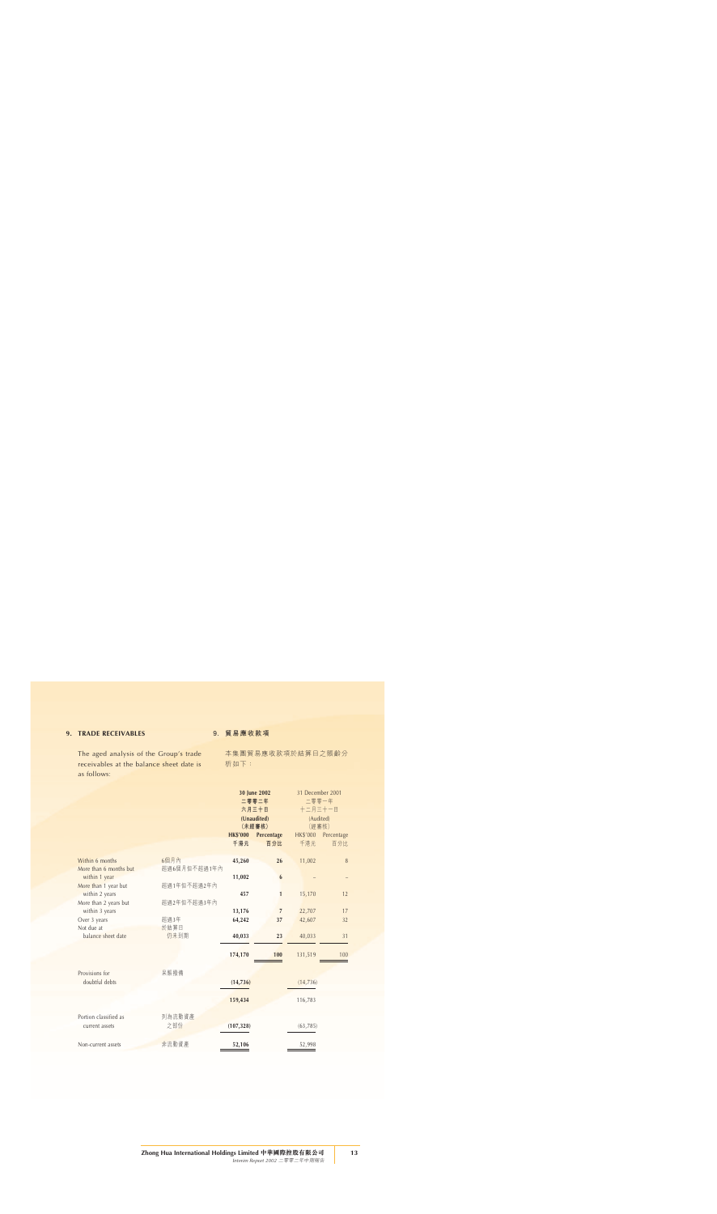## 9. TRADE RECEIVABLES

## 9. 貿易應收款項

The aged analysis of the Group's trade receivables at the balance sheet date is as follows:

本集團貿易應收款項於結算日之賬齡分析如下：

| | | 30 June 2002 二零零二年 六月三十日 (Unaudited) (未經審核) | | 31 December 2001 二零零一年 十二月三十一日 (Audited) (經審核) | |
|---|---|---|---|---|---|
| | | **HK$'000 千港元** | **Percentage 百分比** | HK$'000 千港元 | Percentage 百分比 |
| Within 6 months | 6個月內 | **45,260** | **26** | 11,002 | 8 |
| More than 6 months but within 1 year | 超過6個月但不超過1年內 | **11,002** | **6** | – | – |
| More than 1 year but within 2 years | 超過1年但不超過2年內 | **457** | **1** | 15,170 | 12 |
| More than 2 years but within 3 years | 超過2年但不超過3年內 | **13,176** | **7** | 22,707 | 17 |
| Over 3 years | 超過3年 | **64,242** | **37** | 42,607 | 32 |
| Not due at balance sheet date | 於結算日 仍未到期 | **40,033** | **23** | 40,033 | 31 |
| | | **174,170** | **100** | 131,519 | 100 |
| Provisions for doubtful debts | 呆賬撥備 | **(14,736)** | | (14,736) | |
| | | **159,434** | | 116,783 | |
| Portion classified as current assets | 列為流動資產之部份 | **(107,328)** | | (63,785) | |
| Non-current assets | 非流動資產 | **52,106** | | 52,998 | |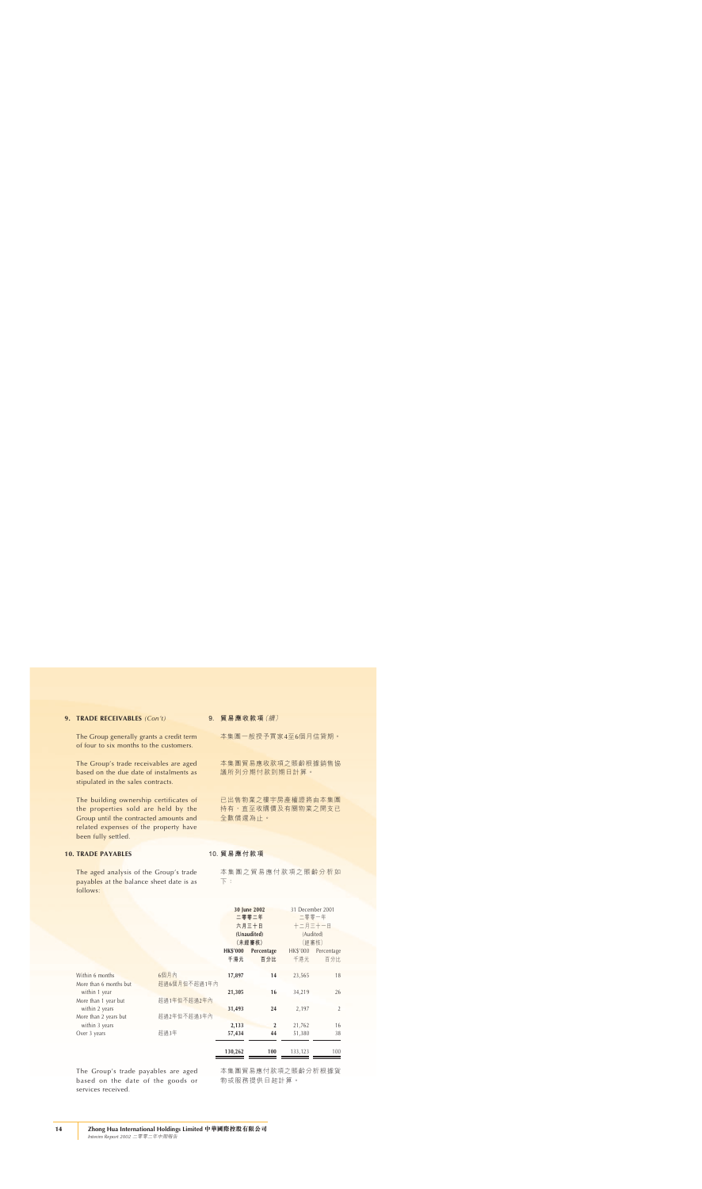## 9. TRADE RECEIVABLES *(Con't)*　　9. 貿易應收款項（續）

The Group generally grants a credit term of four to six months to the customers.

本集團一般授予買家4至6個月信貸期。

The Group's trade receivables are aged based on the due date of instalments as stipulated in the sales contracts.

本集團貿易應收款項之賬齡根據銷售協議所列分期付款到期日計算。

The building ownership certificates of the properties sold are held by the Group until the contracted amounts and related expenses of the property have been fully settled.

已出售物業之樓宇房產權證將由本集團持有，直至收購價及有關物業之開支已全數償還為止。

## 10. TRADE PAYABLES　　10. 貿易應付款項

The aged analysis of the Group's trade payables at the balance sheet date is as follows:

本集團之貿易應付款項之賬齡分析如下：

| | | 30 June 2002 二零零二年 六月三十日 (Unaudited) （未經審核） | | 31 December 2001 二零零一年 十二月三十一日 (Audited) （經審核） | |
|---|---|---|---|---|---|
| | | **HK$'000 千港元** | **Percentage 百分比** | HK$'000 千港元 | Percentage 百分比 |
| Within 6 months | 6個月內 | **17,897** | **14** | 23,565 | 18 |
| More than 6 months but within 1 year | 超過6個月但不超過1年內 | **21,305** | **16** | 34,219 | 26 |
| More than 1 year but within 2 years | 超過1年但不超過2年內 | **31,493** | **24** | 2,197 | 2 |
| More than 2 years but within 3 years | 超過2年但不超過3年內 | **2,133** | **2** | 21,762 | 16 |
| Over 3 years | 超過3年 | **57,434** | **44** | 51,380 | 38 |
| | | **130,262** | **100** | 133,123 | 100 |

The Group's trade payables are aged based on the date of the goods or services received.

本集團貿易應付款項之賬齡分析根據貨物或服務提供日起計算。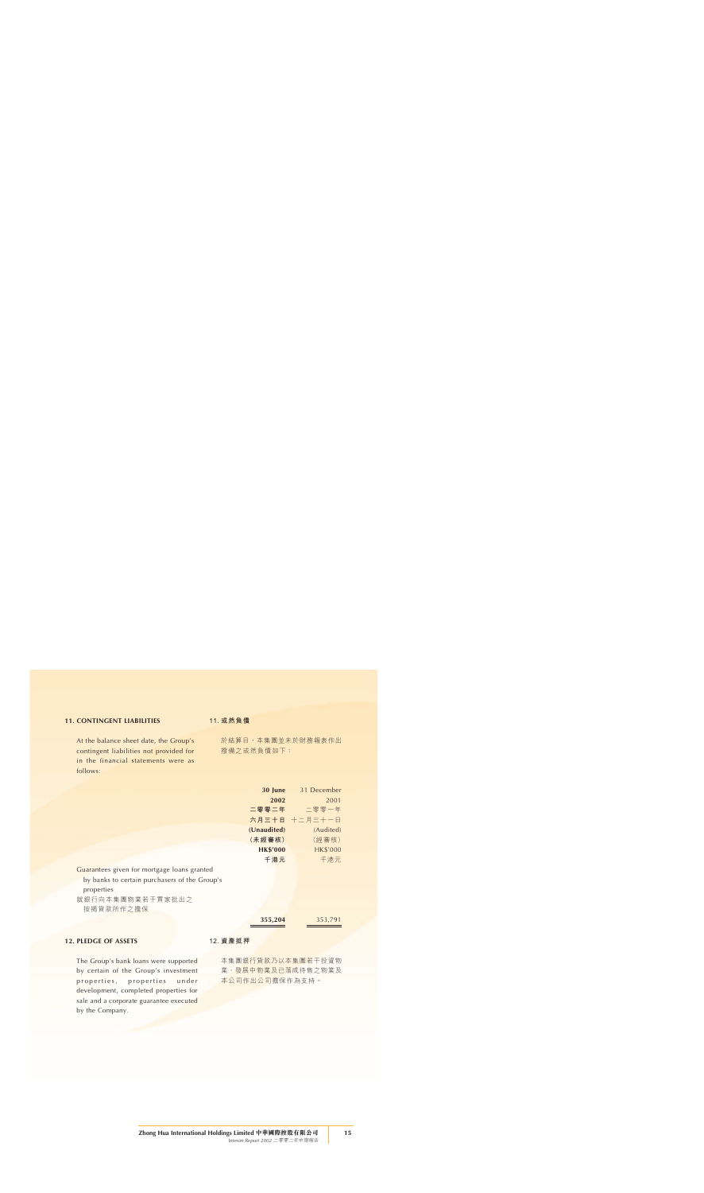## 11. CONTINGENT LIABILITIES

## 11. 或然負債

At the balance sheet date, the Group's contingent liabilities not provided for in the financial statements were as follows:

於結算日，本集團並未於財務報表作出撥備之或然負債如下：

| | **30 June 2002 二零零二年 六月三十日 (Unaudited) (未經審核) HK$'000 千港元** | 31 December 2001 二零零一年 十二月三十一日 (Audited) (經審核) HK$'000 千港元 |
|---|---|---|
| Guarantees given for mortgage loans granted by banks to certain purchasers of the Group's properties 就銀行向本集團物業若干買家批出之按揭貸款所作之擔保 | **355,204** | 353,791 |

## 12. PLEDGE OF ASSETS

## 12. 資產抵押

The Group's bank loans were supported by certain of the Group's investment properties, properties under development, completed properties for sale and a corporate guarantee executed by the Company.

本集團銀行貸款乃以本集團若干投資物業、發展中物業及已落成待售之物業及本公司作出公司擔保作為支持。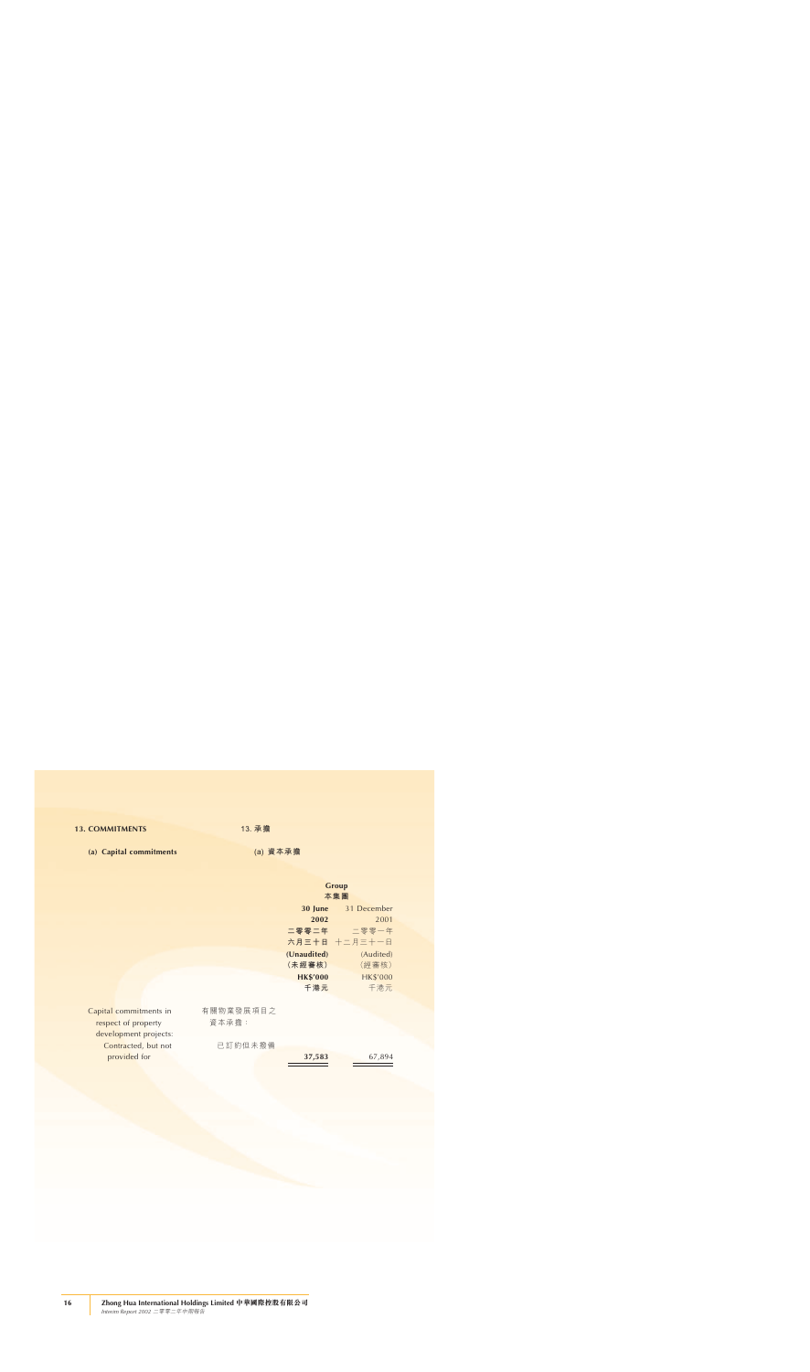## 13. COMMITMENTS 13. 承擔

### (a) Capital commitments (a) 資本承擔

| | | Group 本集團 | |
|---|---|---|---|
| | | **30 June 2002 二零零二年六月三十日 (Unaudited) (未經審核) HK$'000 千港元** | 31 December 2001 二零零一年十二月三十一日 (Audited) (經審核) HK$'000 千港元 |
| Capital commitments in respect of property development projects: | 有關物業發展項目之資本承擔： | | |
| Contracted, but not provided for | 已訂約但未撥備 | **37,583** | 67,894 |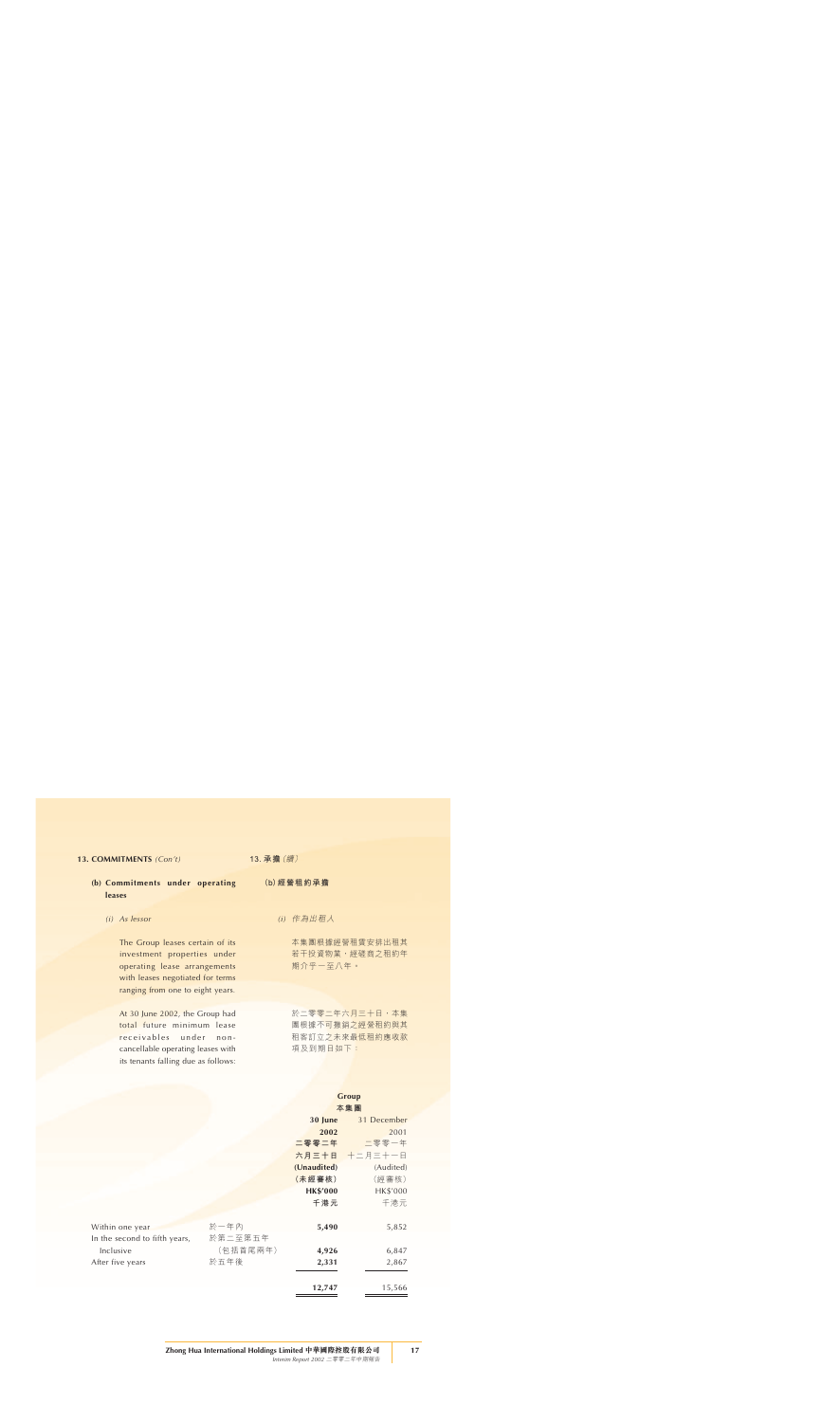## 13. COMMITMENTS *(Con't)*

## 13. 承擔 *(續)*

### (b) Commitments under operating leases

### (b) 經營租約承擔

#### *(i) As lessor*

#### *(i) 作為出租人*

The Group leases certain of its investment properties under operating lease arrangements with leases negotiated for terms ranging from one to eight years.

本集團根據經營租賃安排出租其若干投資物業，經磋商之租約年期介乎一至八年。

At 30 June 2002, the Group had total future minimum lease receivables under non-cancellable operating leases with its tenants falling due as follows:

於二零零二年六月三十日，本集團根據不可撤銷之經營租約與其租客訂立之未來最低租約應收款項及到期日如下：

| | | Group 本集團 | |
|---|---|---|---|
| | | **30 June 2002 二零零二年六月三十日 (Unaudited) (未經審核) HK$'000 千港元** | 31 December 2001 二零零一年十二月三十一日 (Audited) (經審核) HK$'000 千港元 |
| Within one year | 於一年內 | **5,490** | 5,852 |
| In the second to fifth years, inclusive | 於第二至第五年（包括首尾兩年） | **4,926** | 6,847 |
| After five years | 於五年後 | **2,331** | 2,867 |
| | | **12,747** | 15,566 |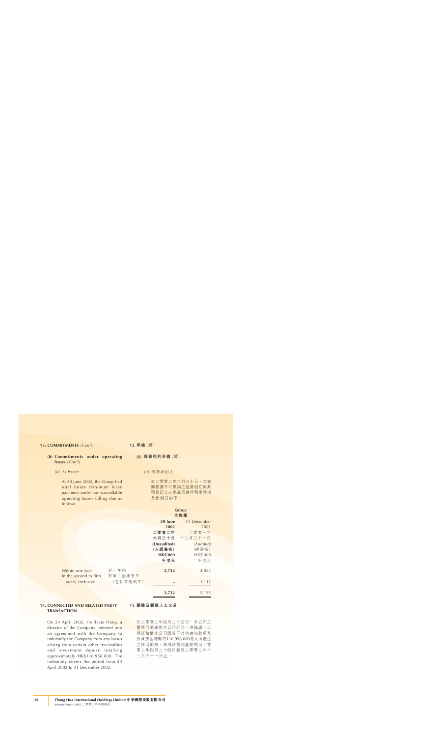## 13. COMMITMENTS *(Con't)*

## 13. 承擔*（續）*

### (b) Commitments under operating leases *(Con't)*

### (b) 經營租約承擔*（續）*

*(ii) As lessee*

*(ii) 作為承租人*

At 30 June 2002, the Group had total future minimum lease payments under non-cancellable operating leases falling due as follows:

於二零零二年六月三十日，本集團根據不可撤銷之經營租約與其租客訂立未來最低應付租金款項及到期日如下：

| | | Group 本集團 | |
|---|---|---|---|
| | | **30 June 2002 二零零二年 六月三十日 (Unaudited) （未經審核） HK$'000 千港元** | 31 December 2001 二零零一年 十二月三十一日 (Audited) （經審核） HK$'000 千港元 |
| Within one year | 於一年內 | **2,732** | 4,083 |
| In the second to fifth years, Inclusive | 於第二至第五年（包括首尾兩年） | **–** | 1,112 |
| | | **2,732** | 5,195 |

## 14. CONNECTED AND RELATED PARTY TRANSACTION

## 14. 關連及關連人士交易

On 24 April 2002, Ho Tsam Hung, a director of the Company, entered into an agreement with the Company to indemnify the Company from any losses arising from certain other receivables and investment deposit totalling approximately HK$116,956,000. The indemnity covers the period from 24 April 2002 to 31 December 2002.

於二零零二年四月二十四日，本公司之董事何湛雄與本公司訂立一項協議，以保証賠償本公司因若干其他應收款項及投資按金總數約116,956,000港元所產生之任何虧損。是項賠償涵蓋期間由二零零二年四月二十四日起至二零零二年十二月三十一日止。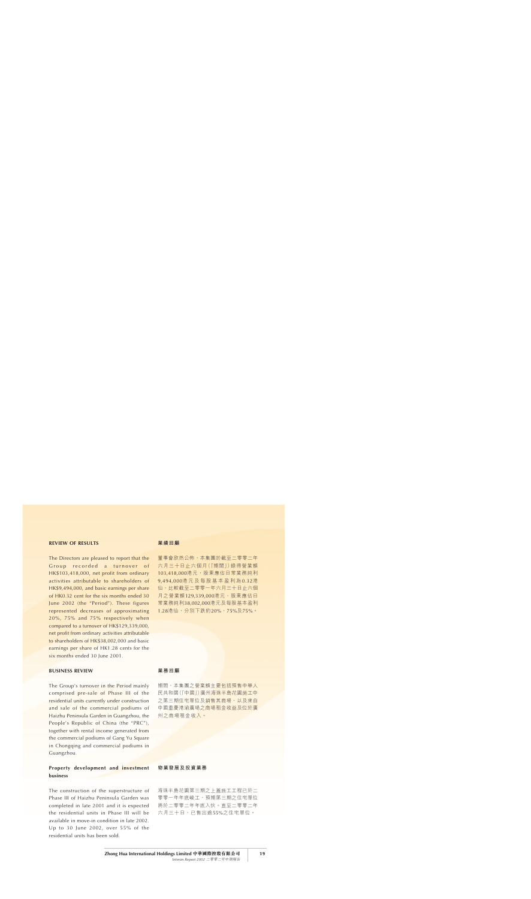## REVIEW OF RESULTS

The Directors are pleased to report that the Group recorded a turnover of HK$103,418,000, net profit from ordinary activities attributable to shareholders of HK$9,494,000, and basic earnings per share of HK0.32 cent for the six months ended 30 June 2002 (the "Period"). These figures represented decreases of approximating 20%, 75% and 75% respectively when compared to a turnover of HK$129,339,000, net profit from ordinary activities attributable to shareholders of HK$38,002,000 and basic earnings per share of HK1.28 cents for the six months ended 30 June 2001.

## 業績回顧

董事會欣然公佈，本集團於截至二零零二年六月三十日止六個月（「期間」）錄得營業額103,418,000港元，股東應佔日常業務純利9,494,000港元及每股基本盈利為0.32港仙，比較截至二零零一年六月三十日止六個月之營業額129,339,000港元，股東應佔日常業務純利38,002,000港元及每股基本盈利1.28港仙，分別下跌約20%，75%及75%。

## BUSINESS REVIEW

The Group's turnover in the Period mainly comprised pre-sale of Phase III of the residential units currently under construction and sale of the commercial podiums of Haizhu Peninsula Garden in Guangzhou, the People's Republic of China (the "PRC"), together with rental income generated from the commercial podiums of Gang Yu Square in Chongqing and commercial podiums in Guangzhou.

## 業務回顧

期間，本集團之營業額主要包括預售中華人民共和國（「中國」）廣州海珠半島花園施工中之第三期住宅單位及銷售其商場，以及來自中國重慶港渝廣場之商場租金收益及位於廣州之商場租金收入。

### Property development and investment business

The construction of the superstructure of Phase III of Haizhu Peninsula Garden was completed in late 2001 and it is expected the residential units in Phase III will be available in move-in condition in late 2002. Up to 30 June 2002, over 55% of the residential units has been sold.

### 物業發展及投資業務

海珠半島花園第三期之上蓋施工工程已於二零零一年年底竣工，預期第三期之住宅單位將於二零零二年年底入伙。直至二零零二年六月三十日，已售出逾55%之住宅單位。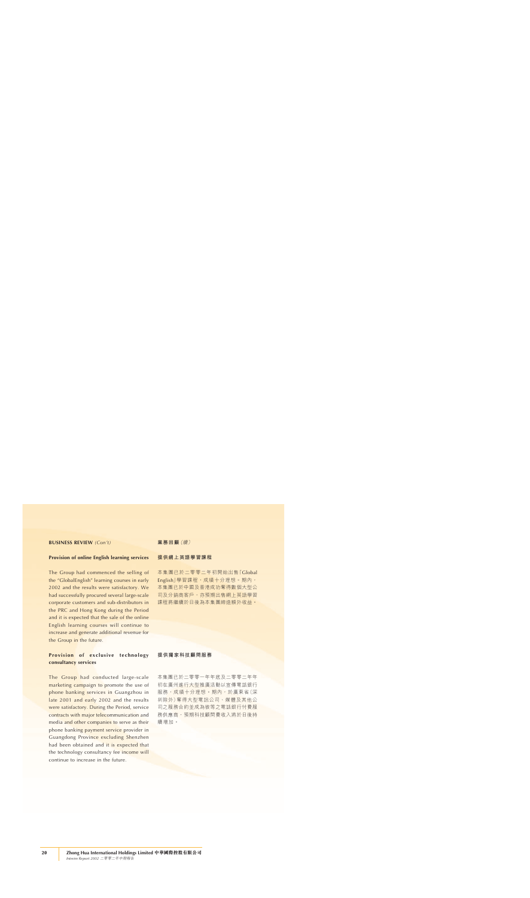**BUSINESS REVIEW** *(Con't)*

**業務回顧**（續）

**Provision of online English learning services**

The Group had commenced the selling of the "GlobalEnglish" learning courses in early 2002 and the results were satisfactory. We had successfully procured several large-scale corporate customers and sub-distributors in the PRC and Hong Kong during the Period and it is expected that the sale of the online English learning courses will continue to increase and generate additional revenue for the Group in the future.

**提供網上英語學習課程**

本集團已於二零零二年初開始出售「Global English」學習課程，成績十分理想。期內，本集團已於中國及香港成功奪得數個大型公司及分銷商客戶，亦預期出售網上英語學習課程將繼續於日後為本集團締造額外收益。

**Provision of exclusive technology consultancy services**

The Group had conducted large-scale marketing campaign to promote the use of phone banking services in Guangzhou in late 2001 and early 2002 and the results were satisfactory. During the Period, service contracts with major telecommunication and media and other companies to serve as their phone banking payment service provider in Guangdong Province excluding Shenzhen had been obtained and it is expected that the technology consultancy fee income will continue to increase in the future.

**提供獨家科技顧問服務**

本集團已於二零零一年年底及二零零二年年初在廣州進行大型推廣活動以宣傳電話銀行服務，成績十分理想。期內，於廣東省（深圳除外）奪得大型電訊公司、媒體及其他公司之服務合約並成為彼等之電話銀行付費服務供應商，預期科技顧問費收入將於日後持續增加。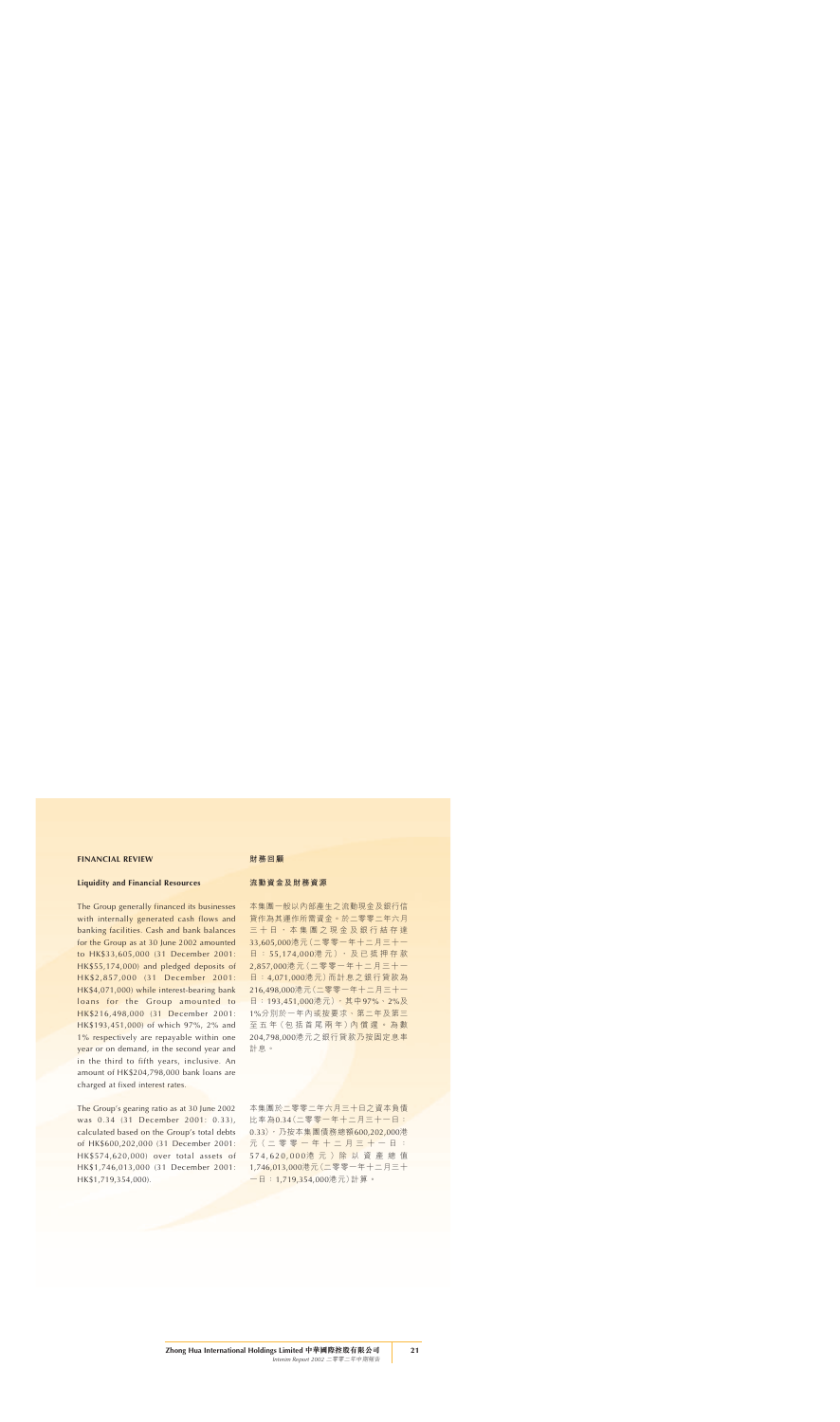## FINANCIAL REVIEW

### Liquidity and Financial Resources

The Group generally financed its businesses with internally generated cash flows and banking facilities. Cash and bank balances for the Group as at 30 June 2002 amounted to HK$33,605,000 (31 December 2001: HK$55,174,000) and pledged deposits of HK$2,857,000 (31 December 2001: HK$4,071,000) while interest-bearing bank loans for the Group amounted to HK$216,498,000 (31 December 2001: HK$193,451,000) of which 97%, 2% and 1% respectively are repayable within one year or on demand, in the second year and in the third to fifth years, inclusive. An amount of HK$204,798,000 bank loans are charged at fixed interest rates.

The Group's gearing ratio as at 30 June 2002 was 0.34 (31 December 2001: 0.33), calculated based on the Group's total debts of HK$600,202,000 (31 December 2001: HK$574,620,000) over total assets of HK$1,746,013,000 (31 December 2001: HK$1,719,354,000).

## 財務回顧

### 流動資金及財務資源

本集團一般以內部產生之流動現金及銀行信貸作為其運作所需資金。於二零零二年六月三十日，本集團之現金及銀行結存達33,605,000港元（二零零一年十二月三十一日：55,174,000港元），及已抵押存款2,857,000港元（二零零一年十二月三十一日：4,071,000港元）而計息之銀行貸款為216,498,000港元（二零零一年十二月三十一日：193,451,000港元），其中97%、2%及1%分別於一年內或按要求、第二年及第三至五年（包括首尾兩年）內償還。為數204,798,000港元之銀行貸款乃按固定息率計息。

本集團於二零零二年六月三十日之資本負債比率為0.34（二零零一年十二月三十一日：0.33），乃按本集團債務總額600,202,000港元（二零零一年十二月三十一日：574,620,000港元）除以資產總值1,746,013,000港元（二零零一年十二月三十一日：1,719,354,000港元）計算。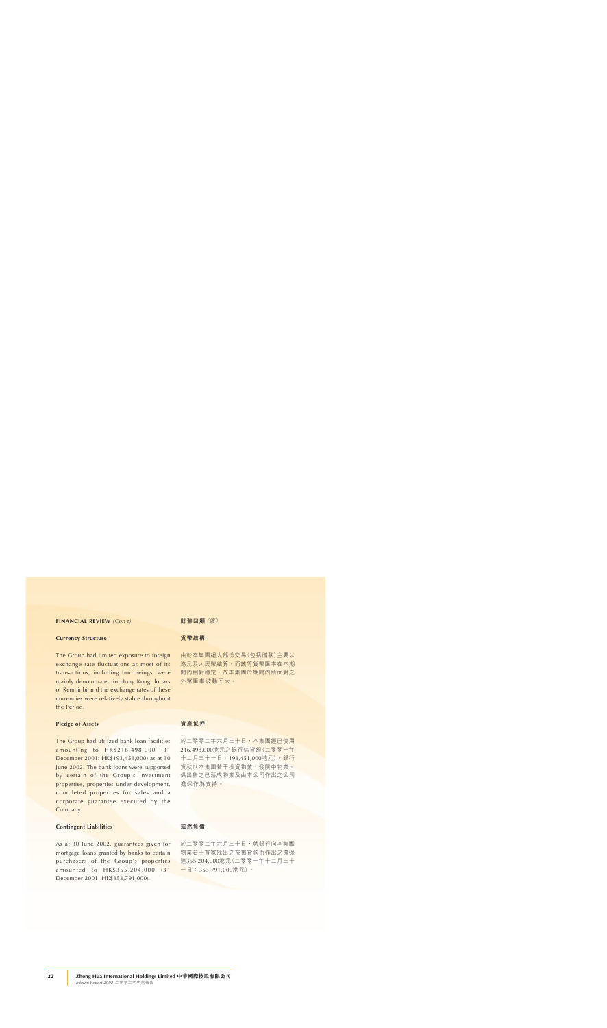## FINANCIAL REVIEW *(Con't)*

### Currency Structure

The Group had limited exposure to foreign exchange rate fluctuations as most of its transactions, including borrowings, were mainly denominated in Hong Kong dollars or Renminbi and the exchange rates of these currencies were relatively stable throughout the Period.

### Pledge of Assets

The Group had utilized bank loan facilities amounting to HK$216,498,000 (31 December 2001: HK$193,451,000) as at 30 June 2002. The bank loans were supported by certain of the Group's investment properties, properties under development, completed properties for sales and a corporate guarantee executed by the Company.

### Contingent Liabilities

As at 30 June 2002, guarantees given for mortgage loans granted by banks to certain purchasers of the Group's properties amounted to HK$355,204,000 (31 December 2001: HK$353,791,000).

## 財務回顧*（續）*

### 貨幣結構

由於本集團絕大部份交易（包括借款）主要以港元及人民幣結算，而該等貨幣匯率在本期間內相對穩定，故本集團於期間內所面對之外幣匯率波動不大。

### 資產抵押

於二零零二年六月三十日，本集團經已使用216,498,000港元之銀行信貸額（二零零一年十二月三十一日：193,451,000港元）。銀行貸款以本集團若干投資物業、發展中物業、供出售之已落成物業及由本公司作出之公司擔保作為支持。

### 或然負債

於二零零二年六月三十日，就銀行向本集團物業若干買家批出之按揭貸款而作出之擔保達355,204,000港元（二零零一年十二月三十一日：353,791,000港元）。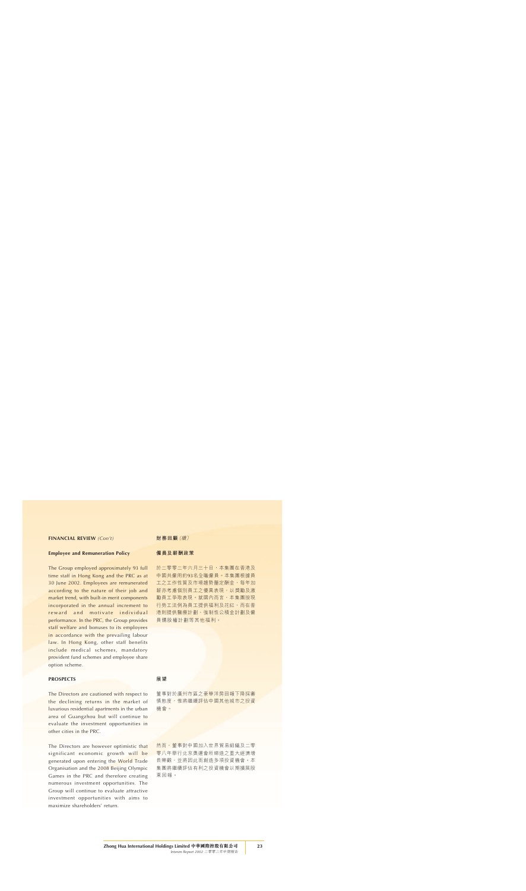## FINANCIAL REVIEW *(Con't)*

### Employee and Remuneration Policy

The Group employed approximately 93 full time staff in Hong Kong and the PRC as at 30 June 2002. Employees are remunerated according to the nature of their job and market trend, with built-in merit components incorporated in the annual increment to reward and motivate individual performance. In the PRC, the Group provides staff welfare and bonuses to its employees in accordance with the prevailing labour law. In Hong Kong, other staff benefits include medical schemes, mandatory provident fund schemes and employee share option scheme.

## PROSPECTS

The Directors are cautioned with respect to the declining returns in the market of luxurious residential apartments in the urban area of Guangzhou but will continue to evaluate the investment opportunities in other cities in the PRC.

The Directors are however optimistic that significant economic growth will be generated upon entering the World Trade Organisation and the 2008 Beijing Olympic Games in the PRC and therefore creating numerous investment opportunities. The Group will continue to evaluate attractive investment opportunities with aims to maximize shareholders' return.

## 財務回顧*（續）*

### 僱員及薪酬政策

於二零零二年六月三十日，本集團在香港及中國共僱用約93名全職僱員。本集團根據員工之工作性質及市場趨勢釐定酬金，每年加薪亦考慮個別員工之優異表現，以獎勵及激勵員工爭取表現。就國內而言，本集團按現行勞工法例為員工提供福利及花紅，而在香港則提供醫療計劃、強制性公積金計劃及僱員購股權計劃等其他福利。

## 展望

董事對於廣州市區之豪華洋房回報下降採審慎態度，惟將繼續評估中國其他城市之投資機會。

然而，董事對中國加入世界貿易組織及二零零八年舉行北京奧運會所締造之重大經濟增長樂觀，並將因此而創造多項投資機會。本集團將繼續評估有利之投資機會以期擴展股東回報。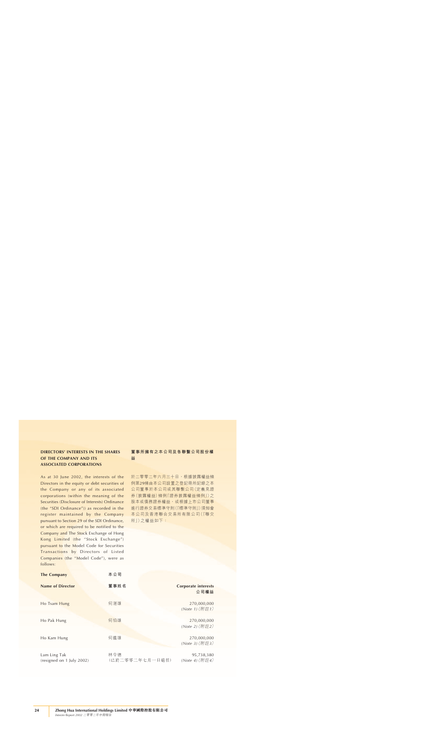## DIRECTORS' INTERESTS IN THE SHARES OF THE COMPANY AND ITS ASSOCIATED CORPORATIONS

## 董事所擁有之本公司及各聯繫公司股份權益

As at 30 June 2002, the interests of the Directors in the equity or debt securities of the Company or any of its associated corporations (within the meaning of the Securities (Disclosure of Interests) Ordinance (the "SDI Ordinance")) as recorded in the register maintained by the Company pursuant to Section 29 of the SDI Ordinance, or which are required to be notified to the Company and The Stock Exchange of Hong Kong Limited (the "Stock Exchange") pursuant to the Model Code for Securities Transactions by Directors of Listed Companies (the "Model Code"), were as follows:

於二零零二年六月三十日，根據披露權益條例第29條由本公司設置之登記冊所記錄之本公司董事於本公司或其聯繫公司（定義見證券（披露權益）條例「證券披露權益條例」）之股本或債務證券權益，或根據上市公司董事進行證券交易標準守則（「標準守則」）須知會本公司及香港聯合交易所有限公司（「聯交所」）之權益如下：

**The Company 本公司**

| Name of Director | 董事姓名 | Corporate interests 公司權益 |
|---|---|---|
| Ho Tsam Hung | 何湛雄 | 270,000,000 *(Note 1)*（附註1） |
| Ho Pak Hung | 何伯雄 | 270,000,000 *(Note 2)*（附註2） |
| Ho Kam Hung | 何鑑雄 | 270,000,000 *(Note 3)*（附註3） |
| Lam Ling Tak (resigned on 1 July 2002) | 林令德（已於二零零二年七月一日退任） | 95,738,380 *(Note 4)*（附註4） |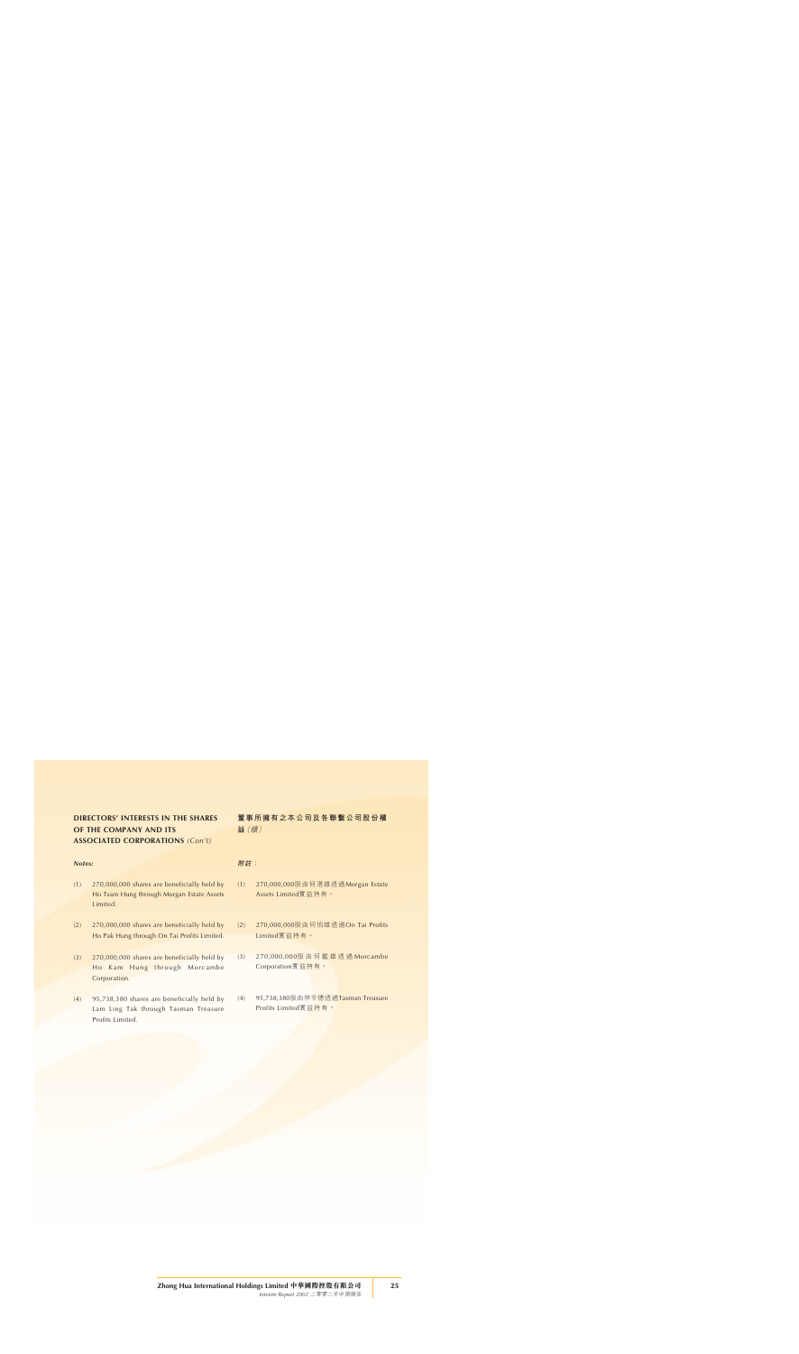## DIRECTORS' INTERESTS IN THE SHARES OF THE COMPANY AND ITS ASSOCIATED CORPORATIONS *(Con't)*

***Notes:***

(1) 270,000,000 shares are beneficially held by Ho Tsam Hung through Morgan Estate Assets Limited.

(2) 270,000,000 shares are beneficially held by Ho Pak Hung through On Tai Profits Limited.

(3) 270,000,000 shares are beneficially held by Ho Kam Hung through Morcambe Corporation.

(4) 95,738,380 shares are beneficially held by Lam Ling Tak through Tasman Treasure Profits Limited.

## 董事所擁有之本公司及各聯繫公司股份權益*（續）*

***附註：***

(1) 270,000,000股由何湛雄透過Morgan Estate Assets Limited實益持有。

(2) 270,000,000股由何伯雄透過On Tai Profits Limited實益持有。

(3) 270,000,000股由何鑑雄透過Morcambe Corporation實益持有。

(4) 95,738,380股由林令德透過Tasman Treasure Profits Limited實益持有。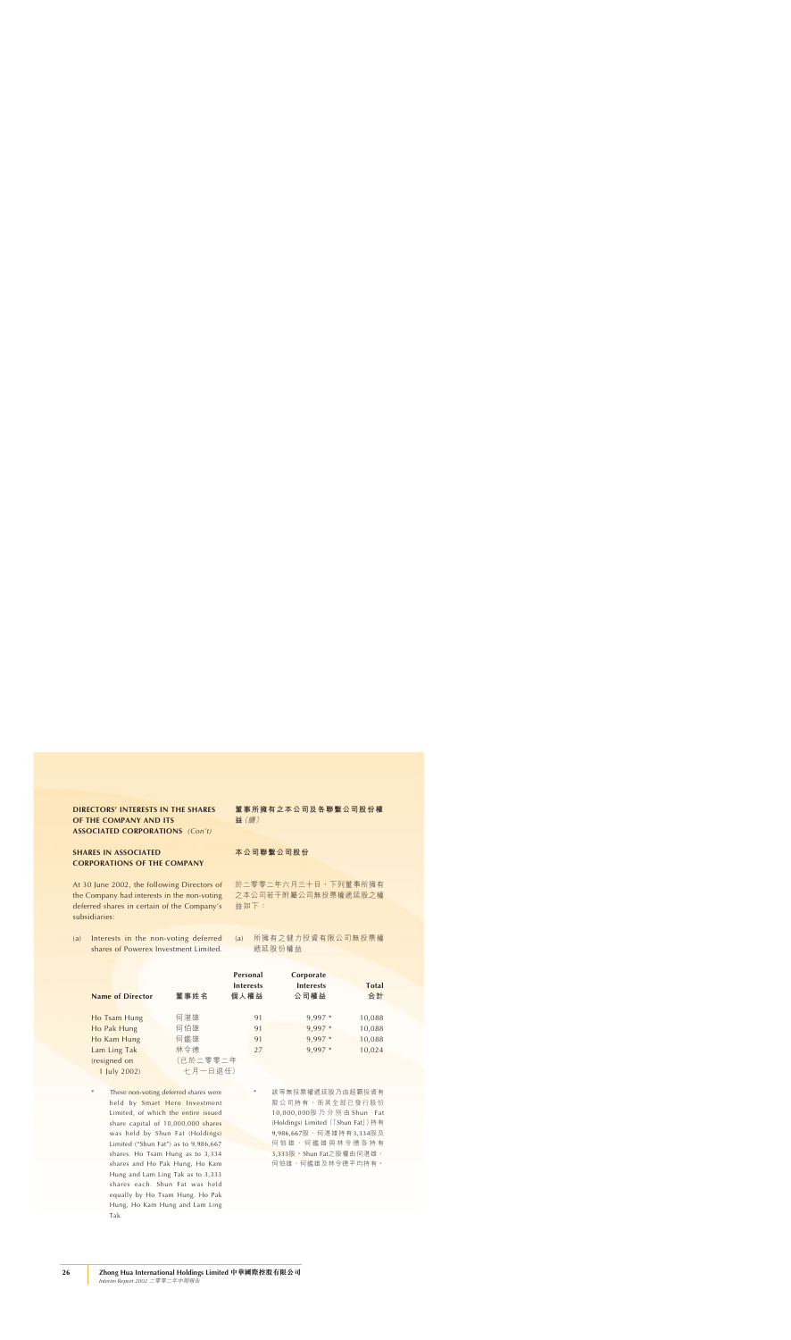**DIRECTORS' INTERESTS IN THE SHARES OF THE COMPANY AND ITS ASSOCIATED CORPORATIONS** *(Con't)*

**董事所擁有之本公司及各聯繫公司股份權益**（續）

**SHARES IN ASSOCIATED CORPORATIONS OF THE COMPANY**

**本公司聯繫公司股份**

At 30 June 2002, the following Directors of the Company had interests in the non-voting deferred shares in certain of the Company's subsidiaries:

於二零零二年六月三十日，下列董事所擁有之本公司若干附屬公司無投票權遞延股之權益如下：

(a) Interests in the non-voting deferred shares of Powerex Investment Limited.

(a) 所擁有之鍵力投資有限公司無投票權遞延股份權益

| Name of Director | 董事姓名 | Personal Interests 個人權益 | Corporate Interests 公司權益 | Total 合計 |
|---|---|---|---|---|
| Ho Tsam Hung | 何湛雄 | 91 | 9,997 * | 10,088 |
| Ho Pak Hung | 何伯雄 | 91 | 9,997 * | 10,088 |
| Ho Kam Hung | 何鑑雄 | 91 | 9,997 * | 10,088 |
| Lam Ling Tak (resigned on 1 July 2002) | 林令德（已於二零零二年七月一日退任） | 27 | 9,997 * | 10,024 |

\* These non-voting deferred shares were held by Smart Hero Investment Limited, of which the entire issued share capital of 10,000,000 shares was held by Shun Fat (Holdings) Limited ("Shun Fat") as to 9,986,667 shares. Ho Tsam Hung as to 3,334 shares and Ho Pak Hung, Ho Kam Hung and Lam Ling Tak as to 3,333 shares each. Shun Fat was held equally by Ho Tsam Hung, Ho Pak Hung, Ho Kam Hung and Lam Ling Tak.

\* 該等無投票權遞延股乃由超霸投資有限公司持有，而其全部已發行股份10,000,000股乃分別由Shun Fat (Holdings) Limited（「Shun Fat」）持有9,986,667股，何湛雄持有3,334股及何伯雄、何鑑雄與林令德各持有3,333股。Shun Fat之股權由何湛雄、何伯雄、何鑑雄及林令德平均持有。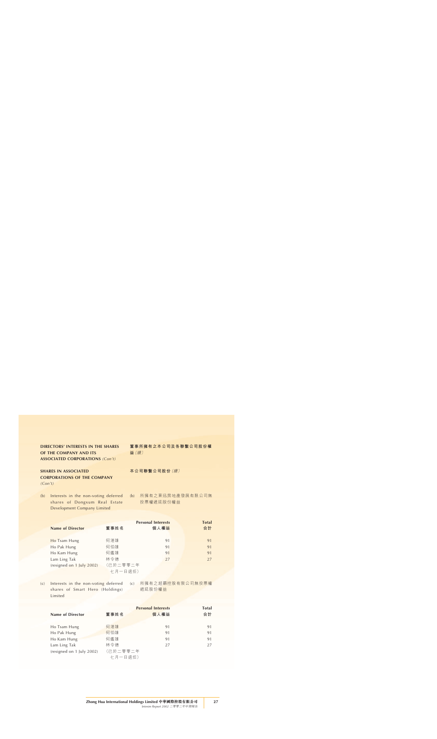## DIRECTORS' INTERESTS IN THE SHARES OF THE COMPANY AND ITS ASSOCIATED CORPORATIONS *(Con't)*

## 董事所擁有之本公司及各聯繫公司股份權益*（續）*

### SHARES IN ASSOCIATED CORPORATIONS OF THE COMPANY *(Con't)*

### 本公司聯繫公司股份*（續）*

(b) Interests in the non-voting deferred shares of Dongxum Real Estate Development Company Limited

(b) 所擁有之東迅房地產發展有限公司無投票權遞延股份權益

| Name of Director | 董事姓名 | Personal Interests 個人權益 | Total 合計 |
|---|---|---|---|
| Ho Tsam Hung | 何湛雄 | 91 | 91 |
| Ho Pak Hung | 何伯雄 | 91 | 91 |
| Ho Kam Hung | 何鑑雄 | 91 | 91 |
| Lam Ling Tak (resigned on 1 July 2002) | 林令德（已於二零零二年七月一日退任） | 27 | 27 |

(c) Interests in the non-voting deferred shares of Smart Hero (Holdings) Limited

(c) 所擁有之超霸控股有限公司無投票權遞延股份權益

| Name of Director | 董事姓名 | Personal Interests 個人權益 | Total 合計 |
|---|---|---|---|
| Ho Tsam Hung | 何湛雄 | 91 | 91 |
| Ho Pak Hung | 何伯雄 | 91 | 91 |
| Ho Kam Hung | 何鑑雄 | 91 | 91 |
| Lam Ling Tak (resigned on 1 July 2002) | 林令德（已於二零零二年七月一日退任） | 27 | 27 |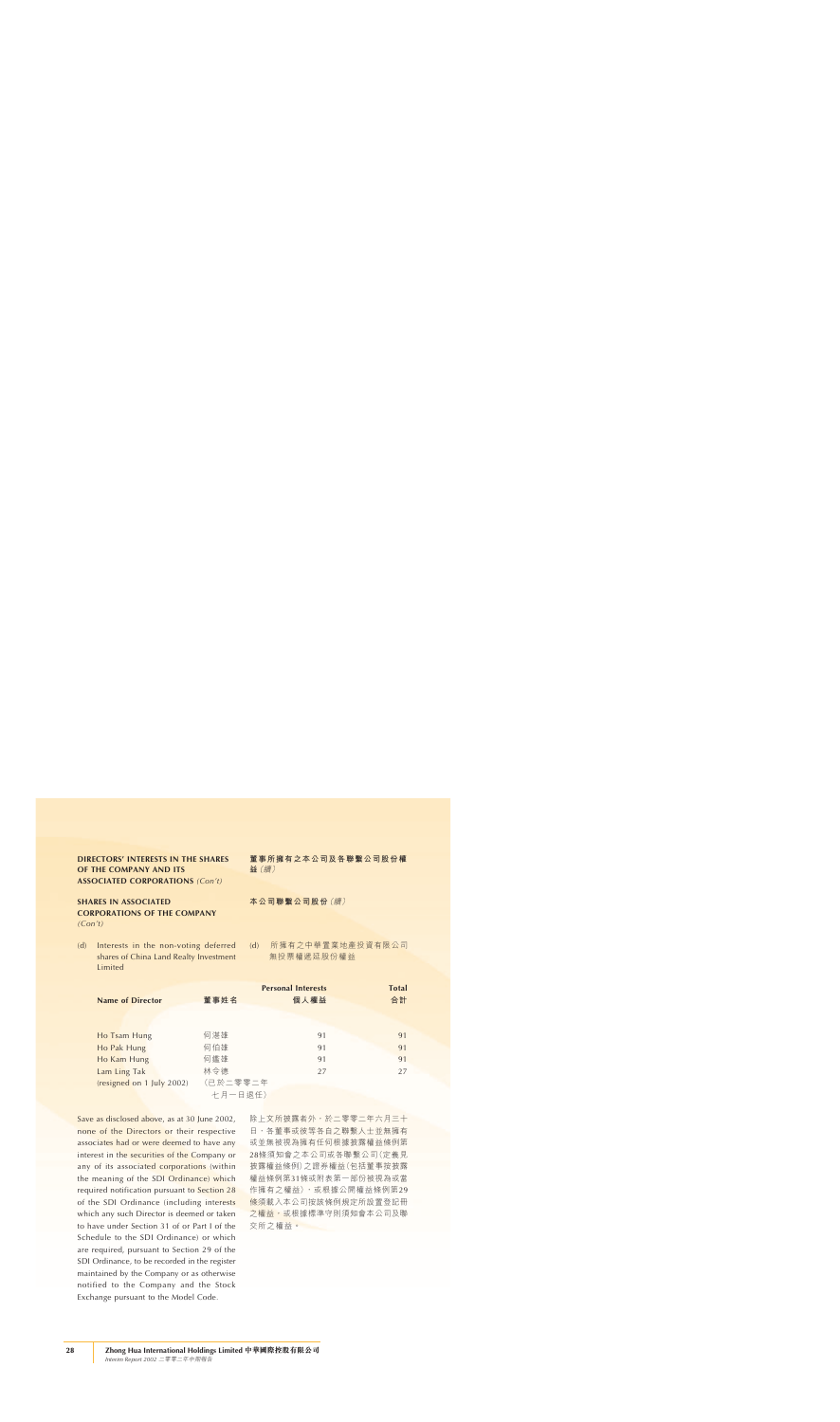**DIRECTORS' INTERESTS IN THE SHARES OF THE COMPANY AND ITS ASSOCIATED CORPORATIONS** *(Con't)*

**董事所擁有之本公司及各聯繫公司股份權益**（續）

**SHARES IN ASSOCIATED CORPORATIONS OF THE COMPANY** *(Con't)*

**本公司聯繫公司股份**（續）

(d) Interests in the non-voting deferred shares of China Land Realty Investment Limited

(d) 所擁有之中華置業地產投資有限公司無投票權遞延股份權益

| Name of Director | 董事姓名 | Personal Interests 個人權益 | Total 合計 |
|---|---|---|---|
| Ho Tsam Hung | 何湛雄 | 91 | 91 |
| Ho Pak Hung | 何伯雄 | 91 | 91 |
| Ho Kam Hung | 何鑑雄 | 91 | 91 |
| Lam Ling Tak (resigned on 1 July 2002) | 林令德（已於二零零二年七月一日退任） | 27 | 27 |

Save as disclosed above, as at 30 June 2002, none of the Directors or their respective associates had or were deemed to have any interest in the securities of the Company or any of its associated corporations (within the meaning of the SDI Ordinance) which required notification pursuant to Section 28 of the SDI Ordinance (including interests which any such Director is deemed or taken to have under Section 31 of or Part I of the Schedule to the SDI Ordinance) or which are required, pursuant to Section 29 of the SDI Ordinance, to be recorded in the register maintained by the Company or as otherwise notified to the Company and the Stock Exchange pursuant to the Model Code.

除上文所披露者外，於二零零二年六月三十日，各董事或彼等各自之聯繫人士並無擁有或並無被視為擁有任何根據披露權益條例第28條須知會之本公司或各聯繫公司（定義見披露權益條例）之證券權益（包括董事按披露權益條例第31條或附表第一部份被視為或當作擁有之權益），或根據公開權益條例第29條須載入本公司按該條例規定所設置登記冊之權益，或根據標準守則須知會本公司及聯交所之權益。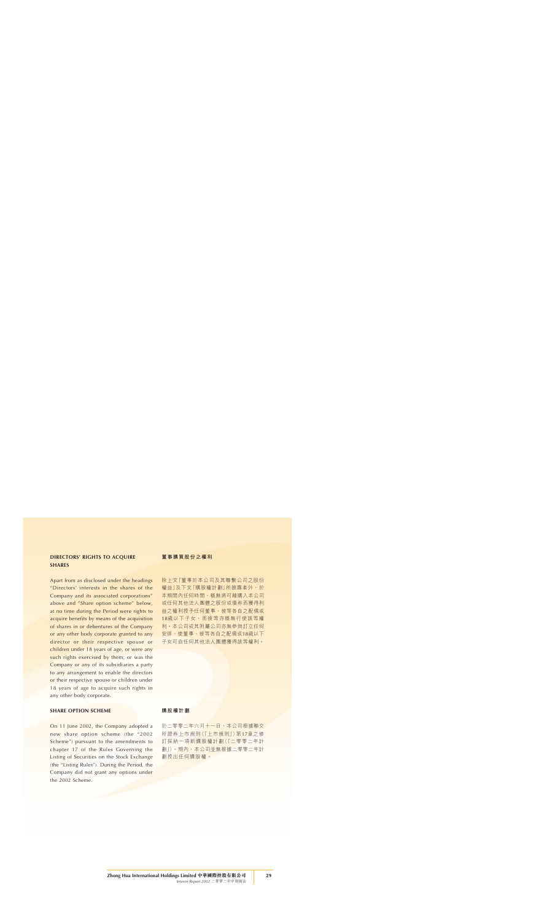## DIRECTORS' RIGHTS TO ACQUIRE SHARES

Apart from as disclosed under the headings "Directors' interests in the shares of the Company and its associated corporations" above and "Share option scheme" below, at no time during the Period were rights to acquire benefits by means of the acquisition of shares in or debentures of the Company or any other body corporate granted to any director or their respective spouse or children under 18 years of age, or were any such rights exercised by them; or was the Company or any of its subsidiaries a party to any arrangement to enable the directors or their respective spouse or children under 18 years of age to acquire such rights in any other body corporate.

## 董事購買股份之權利

除上文「董事於本公司及其聯繫公司之股份權益」及下文「購股權計劃」所披露者外，於本期間內任何時間，概無將可藉購入本公司或任何其他法人團體之股份或債券而獲得利益之權利授予任何董事、彼等各自之配偶或18歲以下子女，而彼等亦概無行使該等權利。本公司或其附屬公司亦無參與訂立任何安排，使董事、彼等各自之配偶或18歲以下子女可自任何其他法人團體獲得該等權利。

## SHARE OPTION SCHEME

On 11 June 2002, the Company adopted a new share option scheme (the "2002 Scheme") pursuant to the amendments to chapter 17 of the Rules Governing the Listing of Securities on the Stock Exchange (the "Listing Rules"). During the Period, the Company did not grant any options under the 2002 Scheme.

## 購股權計劃

於二零零二年六月十一日，本公司根據聯交所證券上市規則（「上市規則」）第17章之修訂採納一項新購股權計劃（「二零零二年計劃」）。期內，本公司並無根據二零零二年計劃授出任何購股權。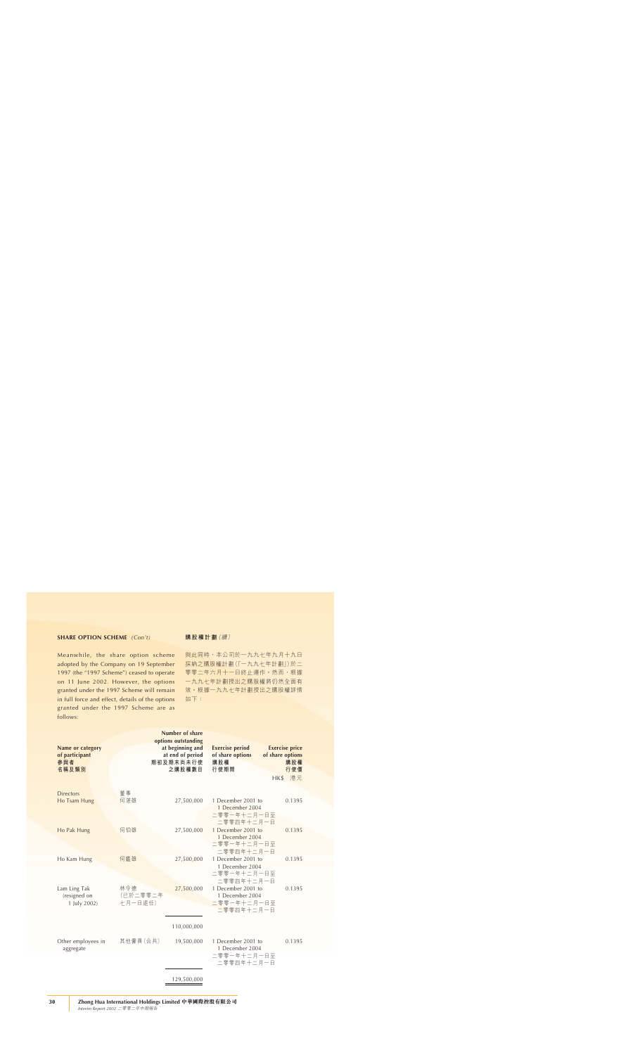## SHARE OPTION SCHEME *(Con't)*

## 購股權計劃*（續）*

Meanwhile, the share option scheme adopted by the Company on 19 September 1997 (the "1997 Scheme") ceased to operate on 11 June 2002. However, the options granted under the 1997 Scheme will remain in full force and effect, details of the options granted under the 1997 Scheme are as follows:

與此同時，本公司於一九九七年九月十九日採納之購股權計劃（「一九九七年計劃」）於二零零二年六月十一日終止運作。然而，根據一九九七年計劃授出之購股權將仍然全面有效。根據一九九七年計劃授出之購股權詳情如下：

| Name or category of participant 參與者名稱及類別 | | Number of share options outstanding at beginning and at end of period 期初及期末尚未行使之購股權數目 | Exercise period of share options 購股權行使期間 | Exercise price of share options 購股權行使價 HK$ 港元 |
|---|---|---|---|---|
| Directors | 董事 | | | |
| Ho Tsam Hung | 何湛雄 | 27,500,000 | 1 December 2001 to 1 December 2004 二零零一年十二月一日至二零零四年十二月一日 | 0.1395 |
| Ho Pak Hung | 何伯雄 | 27,500,000 | 1 December 2001 to 1 December 2004 二零零一年十二月一日至二零零四年十二月一日 | 0.1395 |
| Ho Kam Hung | 何鑑雄 | 27,500,000 | 1 December 2001 to 1 December 2004 二零零一年十二月一日至二零零四年十二月一日 | 0.1395 |
| Lam Ling Tak (resigned on 1 July 2002) | 林令德（已於二零零二年七月一日退任） | 27,500,000 | 1 December 2001 to 1 December 2004 二零零一年十二月一日至二零零四年十二月一日 | 0.1395 |
| | | 110,000,000 | | |
| Other employees in aggregate | 其他僱員（合共） | 19,500,000 | 1 December 2001 to 1 December 2004 二零零一年十二月一日至二零零四年十二月一日 | 0.1395 |
| | | 129,500,000 | | |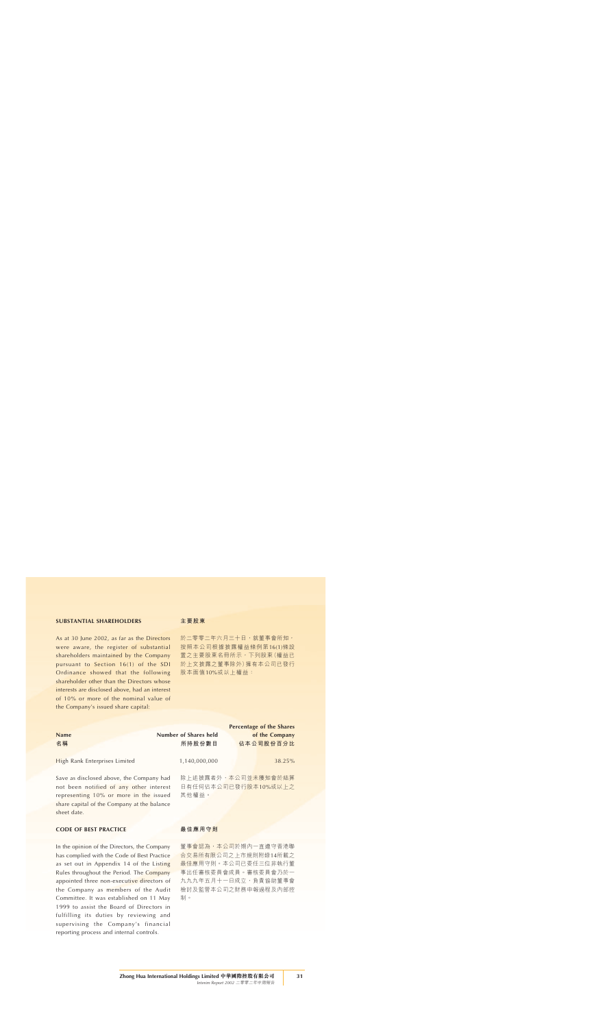## SUBSTANTIAL SHAREHOLDERS

## 主要股東

As at 30 June 2002, as far as the Directors were aware, the register of substantial shareholders maintained by the Company pursuant to Section 16(1) of the SDI Ordinance showed that the following shareholder other than the Directors whose interests are disclosed above, had an interest of 10% or more of the nominal value of the Company's issued share capital:

於二零零二年六月三十日，就董事會所知，按照本公司根據披露權益條例第16(1)條設置之主要股東名冊所示，下列股東（權益已於上文披露之董事除外）擁有本公司已發行股本面值10%或以上權益：

| Name<br>名稱 | Number of Shares held<br>所持股份數目 | Percentage of the Shares of the Company<br>佔本公司股份百分比 |
|---|---|---|
| High Rank Enterprises Limited | 1,140,000,000 | 38.25% |

Save as disclosed above, the Company had not been notified of any other interest representing 10% or more in the issued share capital of the Company at the balance sheet date.

除上述披露者外，本公司並未獲知會於結算日有任何佔本公司已發行股本10%或以上之其他權益。

## CODE OF BEST PRACTICE

## 最佳應用守則

In the opinion of the Directors, the Company has complied with the Code of Best Practice as set out in Appendix 14 of the Listing Rules throughout the Period. The Company appointed three non-executive directors of the Company as members of the Audit Committee. It was established on 11 May 1999 to assist the Board of Directors in fulfilling its duties by reviewing and supervising the Company's financial reporting process and internal controls.

董事會認為，本公司於期內一直遵守香港聯合交易所有限公司之上市規則附錄14所載之最佳應用守則。本公司已委任三位非執行董事出任審核委員會成員。審核委員會乃於一九九九年五月十一日成立，負責協助董事會檢討及監管本公司之財務申報過程及內部控制。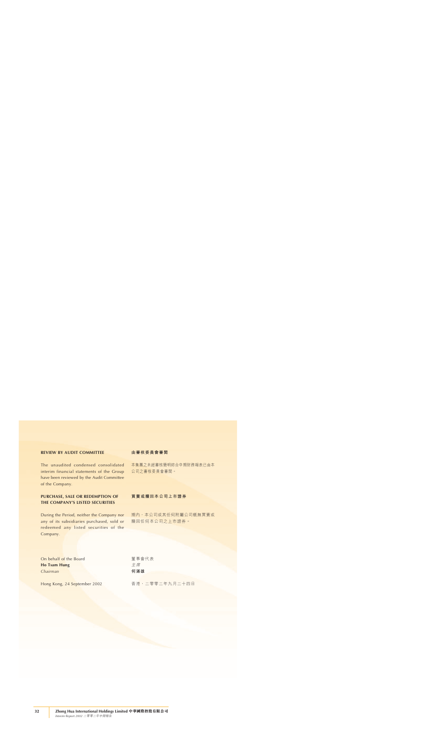**REVIEW BY AUDIT COMMITTEE**

**由審核委員會審閱**

The unaudited condensed consolidated interim financial statements of the Group have been reviewed by the Audit Committee of the Company.

本集團之未經審核簡明綜合中期財務報表已由本公司之審核委員會審閱。

**PURCHASE, SALE OR REDEMPTION OF THE COMPANY'S LISTED SECURITIES**

**買賣或贖回本公司上市證券**

During the Period, neither the Company nor any of its subsidiaries purchased, sold or redeemed any listed securities of the Company.

期內，本公司或其任何附屬公司概無買賣或贖回任何本公司之上市證券。

On behalf of the Board
**Ho Tsam Hung**
*Chairman*

董事會代表
*主席*
**何湛雄**

Hong Kong, 24 September 2002

香港，二零零二年九月二十四日